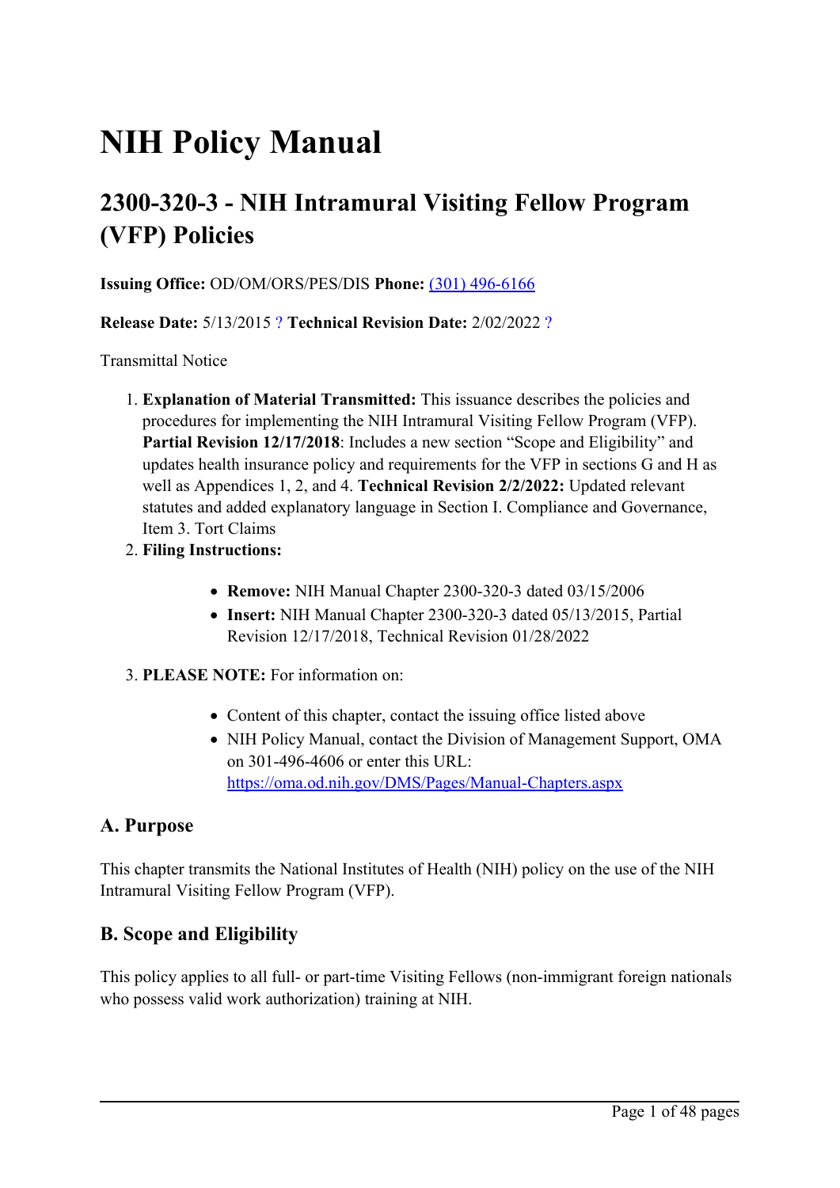# NIH Policy Manual

## 2300-320-3 - NIH Intramural Visiting Fellow Program (VFP) Policies

**Issuing Office:** OD/OM/ORS/PES/DIS **Phone:** (301) 496-6166

**Release Date:** 5/13/2015 ? **Technical Revision Date:** 2/02/2022 ?

Transmittal Notice

1. **Explanation of Material Transmitted:** This issuance describes the policies and procedures for implementing the NIH Intramural Visiting Fellow Program (VFP). **Partial Revision 12/17/2018**: Includes a new section "Scope and Eligibility" and updates health insurance policy and requirements for the VFP in sections G and H as well as Appendices 1, 2, and 4. **Technical Revision 2/2/2022:** Updated relevant statutes and added explanatory language in Section I. Compliance and Governance, Item 3. Tort Claims
2. **Filing Instructions:**
    - **Remove:** NIH Manual Chapter 2300-320-3 dated 03/15/2006
    - **Insert:** NIH Manual Chapter 2300-320-3 dated 05/13/2015, Partial Revision 12/17/2018, Technical Revision 01/28/2022
3. **PLEASE NOTE:** For information on:
    - Content of this chapter, contact the issuing office listed above
    - NIH Policy Manual, contact the Division of Management Support, OMA on 301-496-4606 or enter this URL: https://oma.od.nih.gov/DMS/Pages/Manual-Chapters.aspx

### A. Purpose

This chapter transmits the National Institutes of Health (NIH) policy on the use of the NIH Intramural Visiting Fellow Program (VFP).

### B. Scope and Eligibility

This policy applies to all full- or part-time Visiting Fellows (non-immigrant foreign nationals who possess valid work authorization) training at NIH.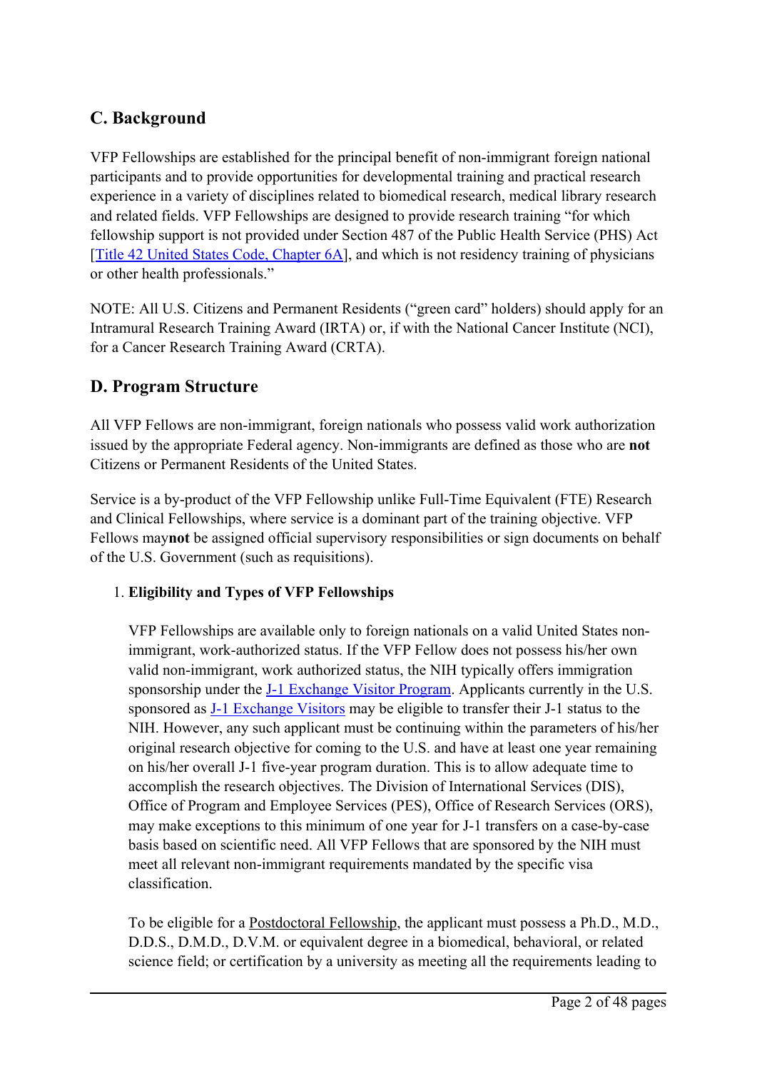## C. Background

VFP Fellowships are established for the principal benefit of non-immigrant foreign national participants and to provide opportunities for developmental training and practical research experience in a variety of disciplines related to biomedical research, medical library research and related fields. VFP Fellowships are designed to provide research training "for which fellowship support is not provided under Section 487 of the Public Health Service (PHS) Act [Title 42 United States Code, Chapter 6A], and which is not residency training of physicians or other health professionals."

NOTE: All U.S. Citizens and Permanent Residents ("green card" holders) should apply for an Intramural Research Training Award (IRTA) or, if with the National Cancer Institute (NCI), for a Cancer Research Training Award (CRTA).

## D. Program Structure

All VFP Fellows are non-immigrant, foreign nationals who possess valid work authorization issued by the appropriate Federal agency. Non-immigrants are defined as those who are **not** Citizens or Permanent Residents of the United States.

Service is a by-product of the VFP Fellowship unlike Full-Time Equivalent (FTE) Research and Clinical Fellowships, where service is a dominant part of the training objective. VFP Fellows may**not** be assigned official supervisory responsibilities or sign documents on behalf of the U.S. Government (such as requisitions).

1. **Eligibility and Types of VFP Fellowships**

   VFP Fellowships are available only to foreign nationals on a valid United States non-immigrant, work-authorized status. If the VFP Fellow does not possess his/her own valid non-immigrant, work authorized status, the NIH typically offers immigration sponsorship under the J-1 Exchange Visitor Program. Applicants currently in the U.S. sponsored as J-1 Exchange Visitors may be eligible to transfer their J-1 status to the NIH. However, any such applicant must be continuing within the parameters of his/her original research objective for coming to the U.S. and have at least one year remaining on his/her overall J-1 five-year program duration. This is to allow adequate time to accomplish the research objectives. The Division of International Services (DIS), Office of Program and Employee Services (PES), Office of Research Services (ORS), may make exceptions to this minimum of one year for J-1 transfers on a case-by-case basis based on scientific need. All VFP Fellows that are sponsored by the NIH must meet all relevant non-immigrant requirements mandated by the specific visa classification.

   To be eligible for a Postdoctoral Fellowship, the applicant must possess a Ph.D., M.D., D.D.S., D.M.D., D.V.M. or equivalent degree in a biomedical, behavioral, or related science field; or certification by a university as meeting all the requirements leading to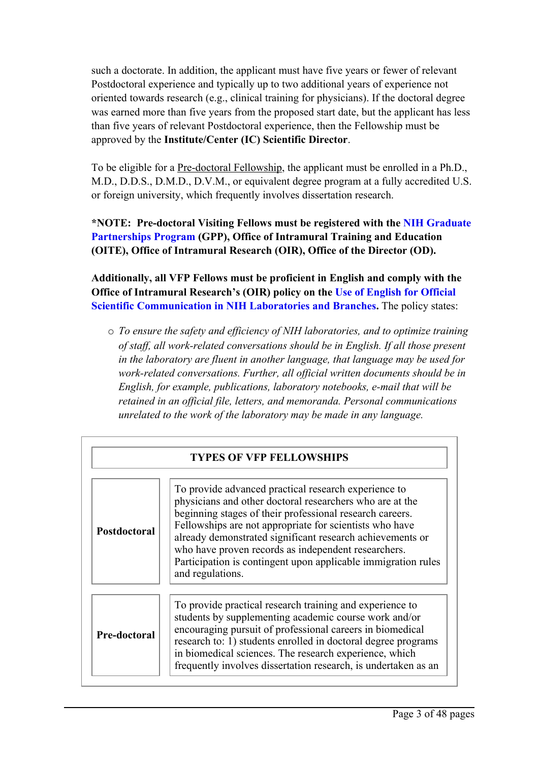such a doctorate. In addition, the applicant must have five years or fewer of relevant Postdoctoral experience and typically up to two additional years of experience not oriented towards research (e.g., clinical training for physicians). If the doctoral degree was earned more than five years from the proposed start date, but the applicant has less than five years of relevant Postdoctoral experience, then the Fellowship must be approved by the **Institute/Center (IC) Scientific Director**.

To be eligible for a Pre-doctoral Fellowship, the applicant must be enrolled in a Ph.D., M.D., D.D.S., D.M.D., D.V.M., or equivalent degree program at a fully accredited U.S. or foreign university, which frequently involves dissertation research.

**\*NOTE: Pre-doctoral Visiting Fellows must be registered with the NIH Graduate Partnerships Program (GPP), Office of Intramural Training and Education (OITE), Office of Intramural Research (OIR), Office of the Director (OD).**

**Additionally, all VFP Fellows must be proficient in English and comply with the Office of Intramural Research's (OIR) policy on the Use of English for Official Scientific Communication in NIH Laboratories and Branches.** The policy states:

- *To ensure the safety and efficiency of NIH laboratories, and to optimize training of staff, all work-related conversations should be in English. If all those present in the laboratory are fluent in another language, that language may be used for work-related conversations. Further, all official written documents should be in English, for example, publications, laboratory notebooks, e-mail that will be retained in an official file, letters, and memoranda. Personal communications unrelated to the work of the laboratory may be made in any language.*

| TYPES OF VFP FELLOWSHIPS | |
|---|---|
| **Postdoctoral** | To provide advanced practical research experience to physicians and other doctoral researchers who are at the beginning stages of their professional research careers. Fellowships are not appropriate for scientists who have already demonstrated significant research achievements or who have proven records as independent researchers. Participation is contingent upon applicable immigration rules and regulations. |
| **Pre-doctoral** | To provide practical research training and experience to students by supplementing academic course work and/or encouraging pursuit of professional careers in biomedical research to: 1) students enrolled in doctoral degree programs in biomedical sciences. The research experience, which frequently involves dissertation research, is undertaken as an |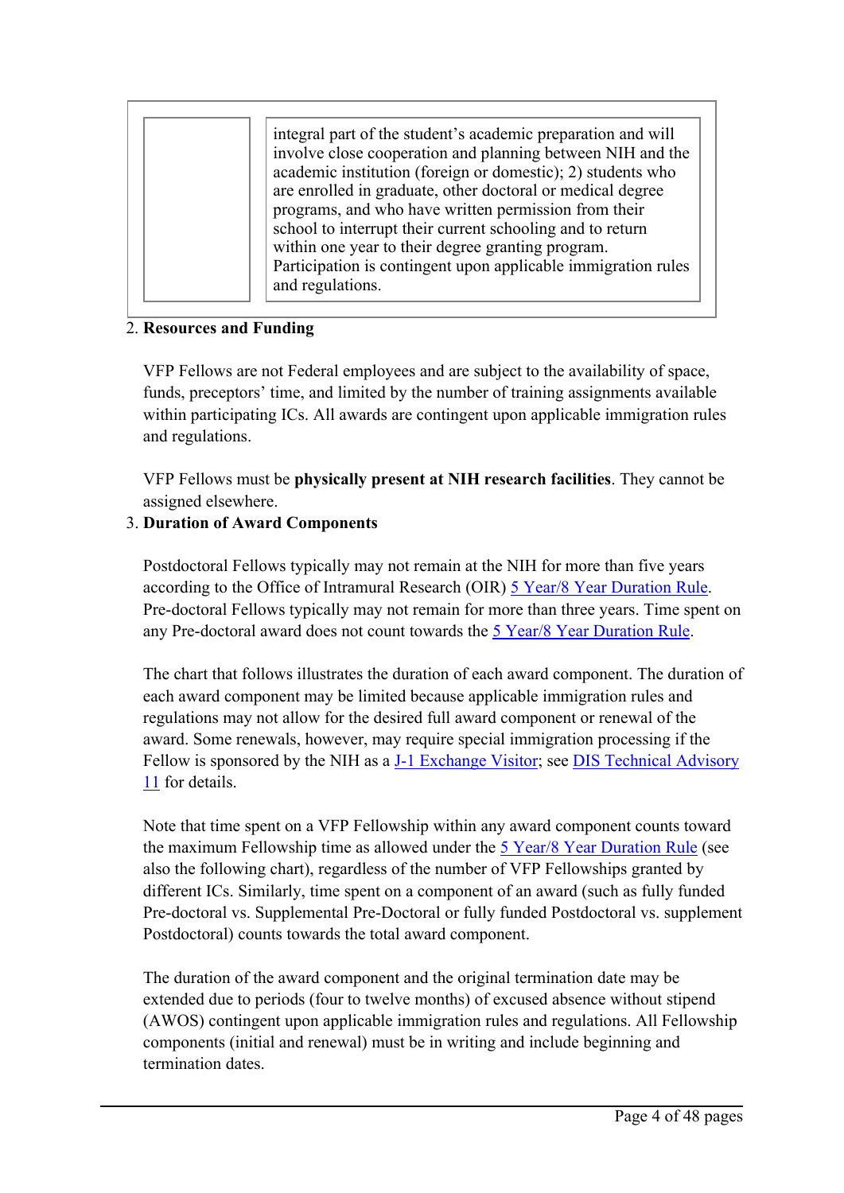|  | integral part of the student's academic preparation and will involve close cooperation and planning between NIH and the academic institution (foreign or domestic); 2) students who are enrolled in graduate, other doctoral or medical degree programs, and who have written permission from their school to interrupt their current schooling and to return within one year to their degree granting program. Participation is contingent upon applicable immigration rules and regulations. |
|---|---|

2. **Resources and Funding**

   VFP Fellows are not Federal employees and are subject to the availability of space, funds, preceptors' time, and limited by the number of training assignments available within participating ICs. All awards are contingent upon applicable immigration rules and regulations.

   VFP Fellows must be **physically present at NIH research facilities**. They cannot be assigned elsewhere.

3. **Duration of Award Components**

   Postdoctoral Fellows typically may not remain at the NIH for more than five years according to the Office of Intramural Research (OIR) 5 Year/8 Year Duration Rule. Pre-doctoral Fellows typically may not remain for more than three years. Time spent on any Pre-doctoral award does not count towards the 5 Year/8 Year Duration Rule.

   The chart that follows illustrates the duration of each award component. The duration of each award component may be limited because applicable immigration rules and regulations may not allow for the desired full award component or renewal of the award. Some renewals, however, may require special immigration processing if the Fellow is sponsored by the NIH as a J-1 Exchange Visitor; see DIS Technical Advisory 11 for details.

   Note that time spent on a VFP Fellowship within any award component counts toward the maximum Fellowship time as allowed under the 5 Year/8 Year Duration Rule (see also the following chart), regardless of the number of VFP Fellowships granted by different ICs. Similarly, time spent on a component of an award (such as fully funded Pre-doctoral vs. Supplemental Pre-Doctoral or fully funded Postdoctoral vs. supplement Postdoctoral) counts towards the total award component.

   The duration of the award component and the original termination date may be extended due to periods (four to twelve months) of excused absence without stipend (AWOS) contingent upon applicable immigration rules and regulations. All Fellowship components (initial and renewal) must be in writing and include beginning and termination dates.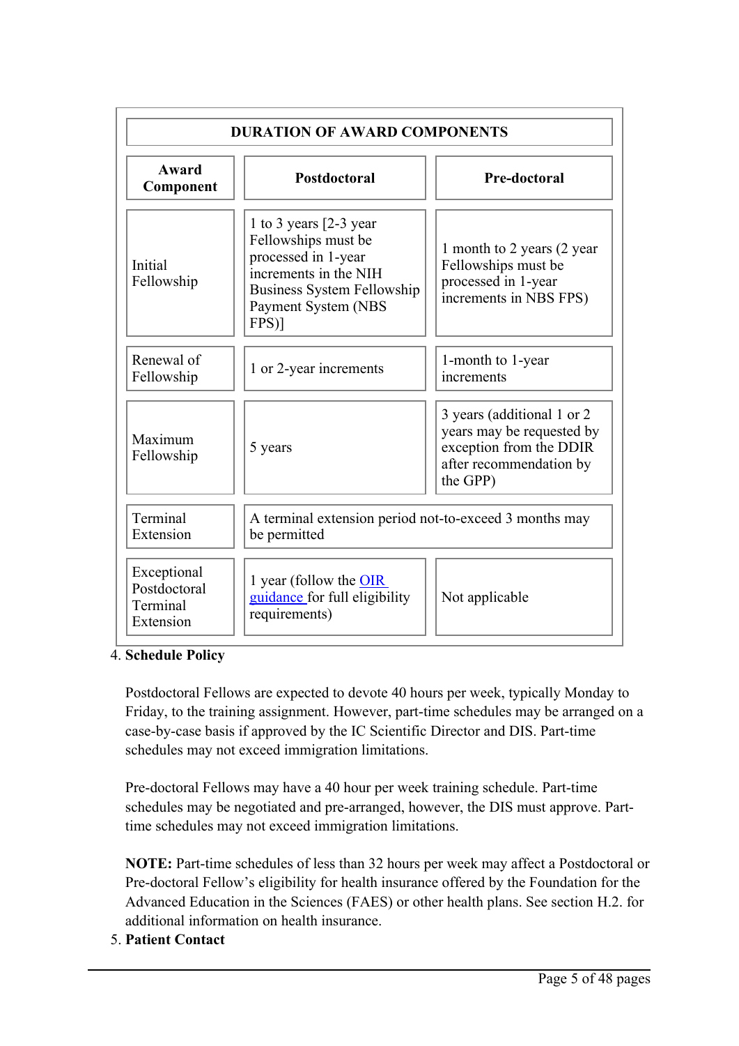| DURATION OF AWARD COMPONENTS | | |
|---|---|---|
| **Award Component** | **Postdoctoral** | **Pre-doctoral** |
| Initial Fellowship | 1 to 3 years [2-3 year Fellowships must be processed in 1-year increments in the NIH Business System Fellowship Payment System (NBS FPS)] | 1 month to 2 years (2 year Fellowships must be processed in 1-year increments in NBS FPS) |
| Renewal of Fellowship | 1 or 2-year increments | 1-month to 1-year increments |
| Maximum Fellowship | 5 years | 3 years (additional 1 or 2 years may be requested by exception from the DDIR after recommendation by the GPP) |
| Terminal Extension | A terminal extension period not-to-exceed 3 months may be permitted | |
| Exceptional Postdoctoral Terminal Extension | 1 year (follow the OIR guidance for full eligibility requirements) | Not applicable |

4. **Schedule Policy**

   Postdoctoral Fellows are expected to devote 40 hours per week, typically Monday to Friday, to the training assignment. However, part-time schedules may be arranged on a case-by-case basis if approved by the IC Scientific Director and DIS. Part-time schedules may not exceed immigration limitations.

   Pre-doctoral Fellows may have a 40 hour per week training schedule. Part-time schedules may be negotiated and pre-arranged, however, the DIS must approve. Part-time schedules may not exceed immigration limitations.

   **NOTE:** Part-time schedules of less than 32 hours per week may affect a Postdoctoral or Pre-doctoral Fellow's eligibility for health insurance offered by the Foundation for the Advanced Education in the Sciences (FAES) or other health plans. See section H.2. for additional information on health insurance.

5. **Patient Contact**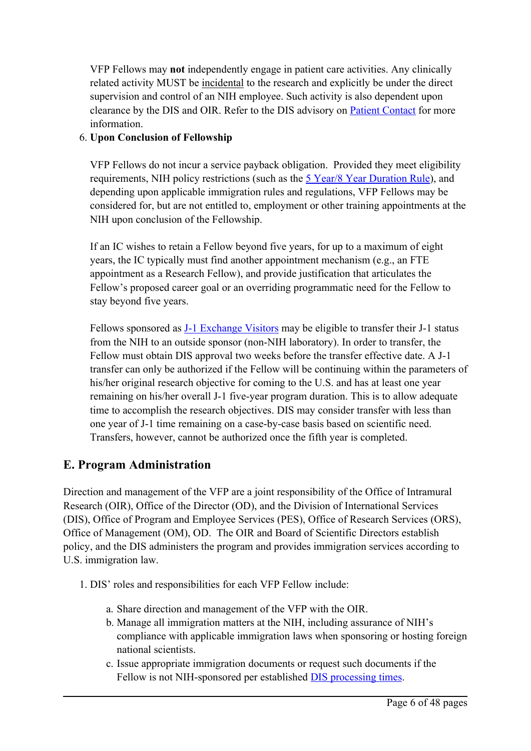VFP Fellows may **not** independently engage in patient care activities. Any clinically related activity MUST be incidental to the research and explicitly be under the direct supervision and control of an NIH employee. Such activity is also dependent upon clearance by the DIS and OIR. Refer to the DIS advisory on Patient Contact for more information.

6. **Upon Conclusion of Fellowship**

   VFP Fellows do not incur a service payback obligation. Provided they meet eligibility requirements, NIH policy restrictions (such as the 5 Year/8 Year Duration Rule), and depending upon applicable immigration rules and regulations, VFP Fellows may be considered for, but are not entitled to, employment or other training appointments at the NIH upon conclusion of the Fellowship.

   If an IC wishes to retain a Fellow beyond five years, for up to a maximum of eight years, the IC typically must find another appointment mechanism (e.g., an FTE appointment as a Research Fellow), and provide justification that articulates the Fellow's proposed career goal or an overriding programmatic need for the Fellow to stay beyond five years.

   Fellows sponsored as J-1 Exchange Visitors may be eligible to transfer their J-1 status from the NIH to an outside sponsor (non-NIH laboratory). In order to transfer, the Fellow must obtain DIS approval two weeks before the transfer effective date. A J-1 transfer can only be authorized if the Fellow will be continuing within the parameters of his/her original research objective for coming to the U.S. and has at least one year remaining on his/her overall J-1 five-year program duration. This is to allow adequate time to accomplish the research objectives. DIS may consider transfer with less than one year of J-1 time remaining on a case-by-case basis based on scientific need. Transfers, however, cannot be authorized once the fifth year is completed.

## E. Program Administration

Direction and management of the VFP are a joint responsibility of the Office of Intramural Research (OIR), Office of the Director (OD), and the Division of International Services (DIS), Office of Program and Employee Services (PES), Office of Research Services (ORS), Office of Management (OM), OD. The OIR and Board of Scientific Directors establish policy, and the DIS administers the program and provides immigration services according to U.S. immigration law.

1. DIS' roles and responsibilities for each VFP Fellow include:

   a. Share direction and management of the VFP with the OIR.
   b. Manage all immigration matters at the NIH, including assurance of NIH's compliance with applicable immigration laws when sponsoring or hosting foreign national scientists.
   c. Issue appropriate immigration documents or request such documents if the Fellow is not NIH-sponsored per established DIS processing times.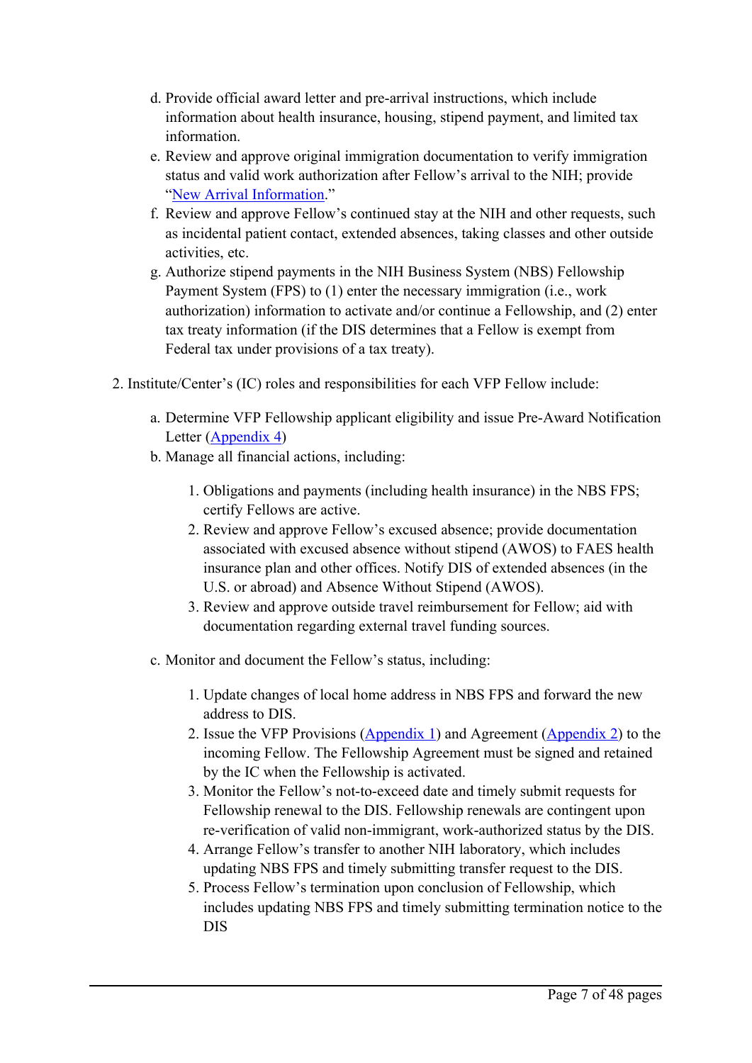d. Provide official award letter and pre-arrival instructions, which include information about health insurance, housing, stipend payment, and limited tax information.
e. Review and approve original immigration documentation to verify immigration status and valid work authorization after Fellow's arrival to the NIH; provide "New Arrival Information."
f. Review and approve Fellow's continued stay at the NIH and other requests, such as incidental patient contact, extended absences, taking classes and other outside activities, etc.
g. Authorize stipend payments in the NIH Business System (NBS) Fellowship Payment System (FPS) to (1) enter the necessary immigration (i.e., work authorization) information to activate and/or continue a Fellowship, and (2) enter tax treaty information (if the DIS determines that a Fellow is exempt from Federal tax under provisions of a tax treaty).

2. Institute/Center's (IC) roles and responsibilities for each VFP Fellow include:

   a. Determine VFP Fellowship applicant eligibility and issue Pre-Award Notification Letter (Appendix 4)
   b. Manage all financial actions, including:

      1. Obligations and payments (including health insurance) in the NBS FPS; certify Fellows are active.
      2. Review and approve Fellow's excused absence; provide documentation associated with excused absence without stipend (AWOS) to FAES health insurance plan and other offices. Notify DIS of extended absences (in the U.S. or abroad) and Absence Without Stipend (AWOS).
      3. Review and approve outside travel reimbursement for Fellow; aid with documentation regarding external travel funding sources.

   c. Monitor and document the Fellow's status, including:

      1. Update changes of local home address in NBS FPS and forward the new address to DIS.
      2. Issue the VFP Provisions (Appendix 1) and Agreement (Appendix 2) to the incoming Fellow. The Fellowship Agreement must be signed and retained by the IC when the Fellowship is activated.
      3. Monitor the Fellow's not-to-exceed date and timely submit requests for Fellowship renewal to the DIS. Fellowship renewals are contingent upon re-verification of valid non-immigrant, work-authorized status by the DIS.
      4. Arrange Fellow's transfer to another NIH laboratory, which includes updating NBS FPS and timely submitting transfer request to the DIS.
      5. Process Fellow's termination upon conclusion of Fellowship, which includes updating NBS FPS and timely submitting termination notice to the DIS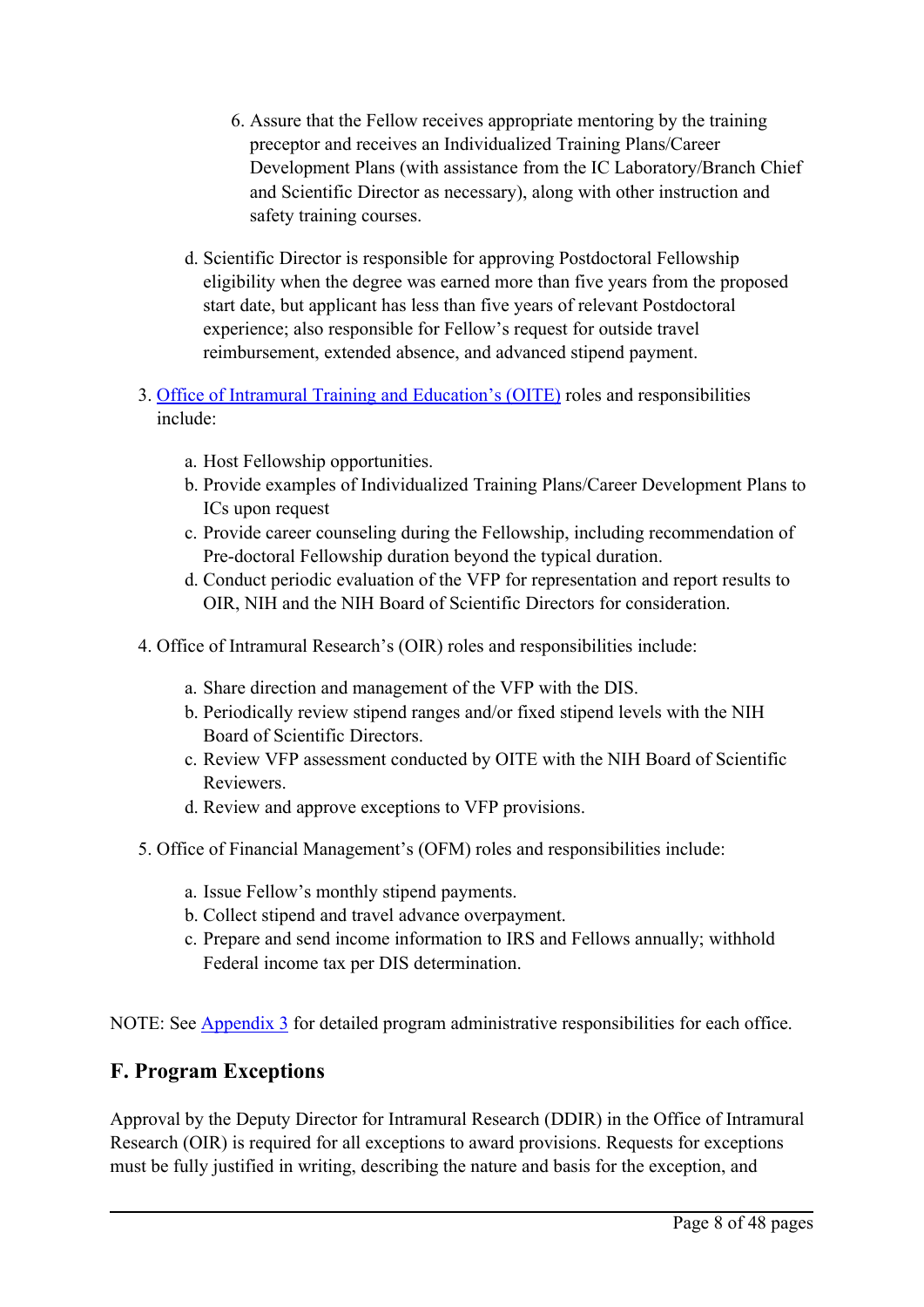6. Assure that the Fellow receives appropriate mentoring by the training preceptor and receives an Individualized Training Plans/Career Development Plans (with assistance from the IC Laboratory/Branch Chief and Scientific Director as necessary), along with other instruction and safety training courses.

d. Scientific Director is responsible for approving Postdoctoral Fellowship eligibility when the degree was earned more than five years from the proposed start date, but applicant has less than five years of relevant Postdoctoral experience; also responsible for Fellow's request for outside travel reimbursement, extended absence, and advanced stipend payment.

3. [Office of Intramural Training and Education's (OITE)]() roles and responsibilities include:

    a. Host Fellowship opportunities.
    b. Provide examples of Individualized Training Plans/Career Development Plans to ICs upon request
    c. Provide career counseling during the Fellowship, including recommendation of Pre-doctoral Fellowship duration beyond the typical duration.
    d. Conduct periodic evaluation of the VFP for representation and report results to OIR, NIH and the NIH Board of Scientific Directors for consideration.

4. Office of Intramural Research's (OIR) roles and responsibilities include:

    a. Share direction and management of the VFP with the DIS.
    b. Periodically review stipend ranges and/or fixed stipend levels with the NIH Board of Scientific Directors.
    c. Review VFP assessment conducted by OITE with the NIH Board of Scientific Reviewers.
    d. Review and approve exceptions to VFP provisions.

5. Office of Financial Management's (OFM) roles and responsibilities include:

    a. Issue Fellow's monthly stipend payments.
    b. Collect stipend and travel advance overpayment.
    c. Prepare and send income information to IRS and Fellows annually; withhold Federal income tax per DIS determination.

NOTE: See [Appendix 3]() for detailed program administrative responsibilities for each office.

## F. Program Exceptions

Approval by the Deputy Director for Intramural Research (DDIR) in the Office of Intramural Research (OIR) is required for all exceptions to award provisions. Requests for exceptions must be fully justified in writing, describing the nature and basis for the exception, and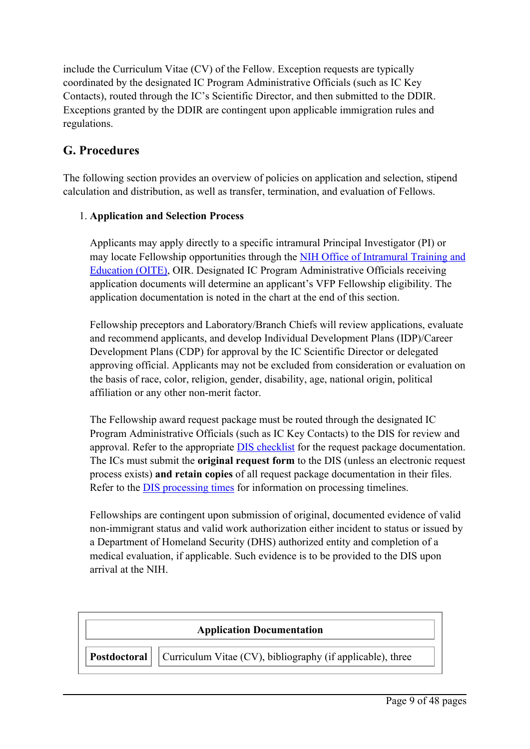include the Curriculum Vitae (CV) of the Fellow. Exception requests are typically coordinated by the designated IC Program Administrative Officials (such as IC Key Contacts), routed through the IC's Scientific Director, and then submitted to the DDIR. Exceptions granted by the DDIR are contingent upon applicable immigration rules and regulations.

## G. Procedures

The following section provides an overview of policies on application and selection, stipend calculation and distribution, as well as transfer, termination, and evaluation of Fellows.

1. **Application and Selection Process**

   Applicants may apply directly to a specific intramural Principal Investigator (PI) or may locate Fellowship opportunities through the NIH Office of Intramural Training and Education (OITE), OIR. Designated IC Program Administrative Officials receiving application documents will determine an applicant's VFP Fellowship eligibility. The application documentation is noted in the chart at the end of this section.

   Fellowship preceptors and Laboratory/Branch Chiefs will review applications, evaluate and recommend applicants, and develop Individual Development Plans (IDP)/Career Development Plans (CDP) for approval by the IC Scientific Director or delegated approving official. Applicants may not be excluded from consideration or evaluation on the basis of race, color, religion, gender, disability, age, national origin, political affiliation or any other non-merit factor.

   The Fellowship award request package must be routed through the designated IC Program Administrative Officials (such as IC Key Contacts) to the DIS for review and approval. Refer to the appropriate DIS checklist for the request package documentation. The ICs must submit the **original request form** to the DIS (unless an electronic request process exists) **and retain copies** of all request package documentation in their files. Refer to the DIS processing times for information on processing timelines.

   Fellowships are contingent upon submission of original, documented evidence of valid non-immigrant status and valid work authorization either incident to status or issued by a Department of Homeland Security (DHS) authorized entity and completion of a medical evaluation, if applicable. Such evidence is to be provided to the DIS upon arrival at the NIH.

| Application Documentation | |
|---|---|
| **Postdoctoral** | Curriculum Vitae (CV), bibliography (if applicable), three |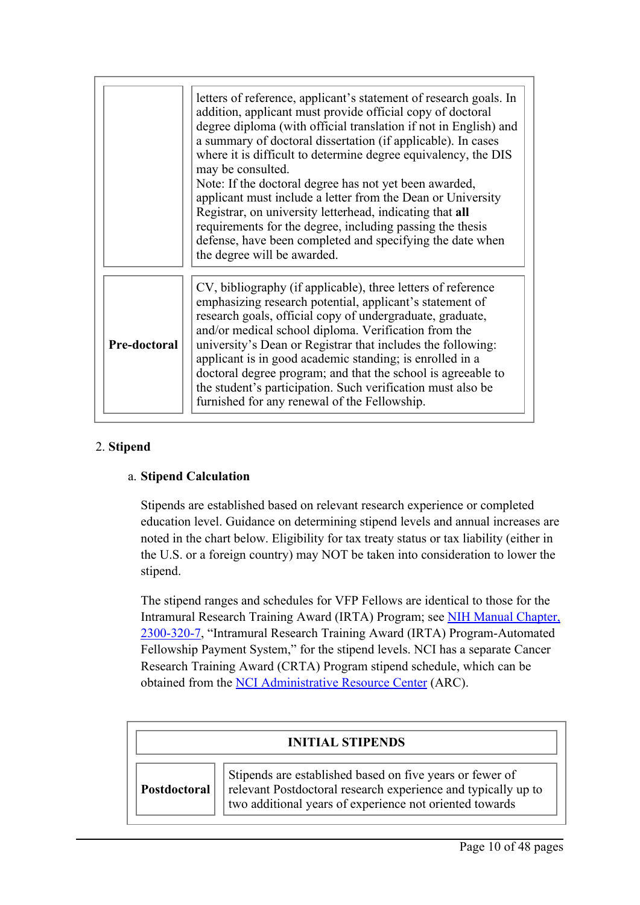| | |
|---|---|
| | letters of reference, applicant's statement of research goals. In addition, applicant must provide official copy of doctoral degree diploma (with official translation if not in English) and a summary of doctoral dissertation (if applicable). In cases where it is difficult to determine degree equivalency, the DIS may be consulted. Note: If the doctoral degree has not yet been awarded, applicant must include a letter from the Dean or University Registrar, on university letterhead, indicating that **all** requirements for the degree, including passing the thesis defense, have been completed and specifying the date when the degree will be awarded. |
| **Pre-doctoral** | CV, bibliography (if applicable), three letters of reference emphasizing research potential, applicant's statement of research goals, official copy of undergraduate, graduate, and/or medical school diploma. Verification from the university's Dean or Registrar that includes the following: applicant is in good academic standing; is enrolled in a doctoral degree program; and that the school is agreeable to the student's participation. Such verification must also be furnished for any renewal of the Fellowship. |

2. **Stipend**

a. **Stipend Calculation**

Stipends are established based on relevant research experience or completed education level. Guidance on determining stipend levels and annual increases are noted in the chart below. Eligibility for tax treaty status or tax liability (either in the U.S. or a foreign country) may NOT be taken into consideration to lower the stipend.

The stipend ranges and schedules for VFP Fellows are identical to those for the Intramural Research Training Award (IRTA) Program; see [NIH Manual Chapter, 2300-320-7](), "Intramural Research Training Award (IRTA) Program-Automated Fellowship Payment System," for the stipend levels. NCI has a separate Cancer Research Training Award (CRTA) Program stipend schedule, which can be obtained from the [NCI Administrative Resource Center]() (ARC).

| **INITIAL STIPENDS** | |
|---|---|
| **Postdoctoral** | Stipends are established based on five years or fewer of relevant Postdoctoral research experience and typically up to two additional years of experience not oriented towards |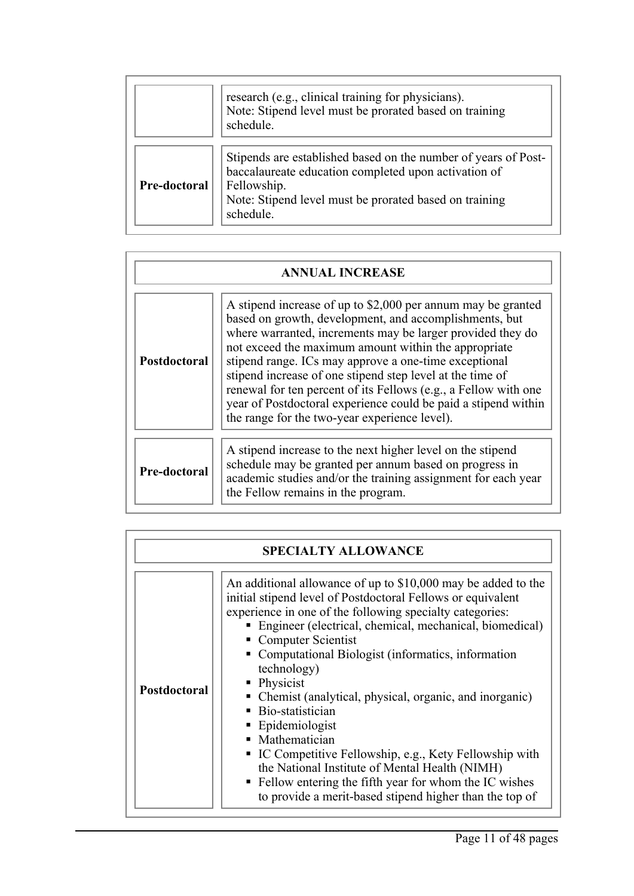|  |  |
|---|---|
|  | research (e.g., clinical training for physicians).<br>Note: Stipend level must be prorated based on training schedule. |
| **Pre-doctoral** | Stipends are established based on the number of years of Post-baccalaureate education completed upon activation of Fellowship.<br>Note: Stipend level must be prorated based on training schedule. |

| **ANNUAL INCREASE** |  |
|---|---|
| **Postdoctoral** | A stipend increase of up to $2,000 per annum may be granted based on growth, development, and accomplishments, but where warranted, increments may be larger provided they do not exceed the maximum amount within the appropriate stipend range. ICs may approve a one-time exceptional stipend increase of one stipend step level at the time of renewal for ten percent of its Fellows (e.g., a Fellow with one year of Postdoctoral experience could be paid a stipend within the range for the two-year experience level). |
| **Pre-doctoral** | A stipend increase to the next higher level on the stipend schedule may be granted per annum based on progress in academic studies and/or the training assignment for each year the Fellow remains in the program. |

| **SPECIALTY ALLOWANCE** |  |
|---|---|
| **Postdoctoral** | An additional allowance of up to $10,000 may be added to the initial stipend level of Postdoctoral Fellows or equivalent experience in one of the following specialty categories:<br>▪ Engineer (electrical, chemical, mechanical, biomedical)<br>▪ Computer Scientist<br>▪ Computational Biologist (informatics, information technology)<br>▪ Physicist<br>▪ Chemist (analytical, physical, organic, and inorganic)<br>▪ Bio-statistician<br>▪ Epidemiologist<br>▪ Mathematician<br>▪ IC Competitive Fellowship, e.g., Kety Fellowship with the National Institute of Mental Health (NIMH)<br>▪ Fellow entering the fifth year for whom the IC wishes to provide a merit-based stipend higher than the top of |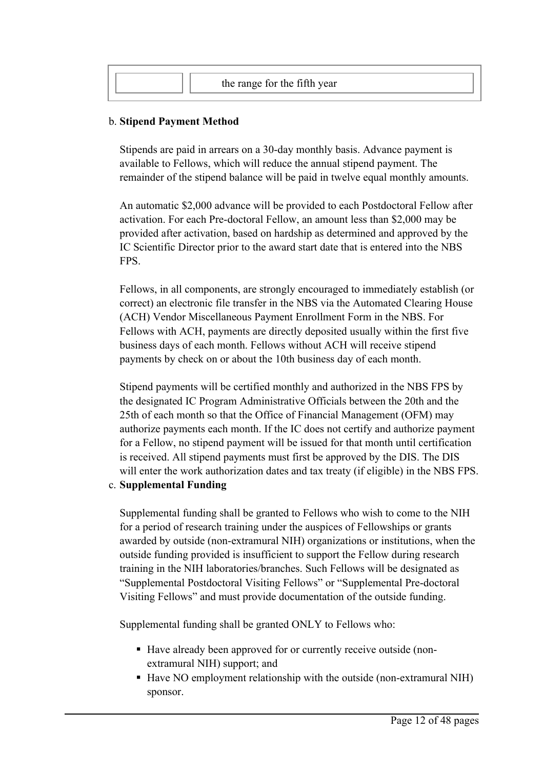|  | the range for the fifth year |
|---|---|

b. **Stipend Payment Method**

Stipends are paid in arrears on a 30-day monthly basis. Advance payment is available to Fellows, which will reduce the annual stipend payment. The remainder of the stipend balance will be paid in twelve equal monthly amounts.

An automatic $2,000 advance will be provided to each Postdoctoral Fellow after activation. For each Pre-doctoral Fellow, an amount less than $2,000 may be provided after activation, based on hardship as determined and approved by the IC Scientific Director prior to the award start date that is entered into the NBS FPS.

Fellows, in all components, are strongly encouraged to immediately establish (or correct) an electronic file transfer in the NBS via the Automated Clearing House (ACH) Vendor Miscellaneous Payment Enrollment Form in the NBS. For Fellows with ACH, payments are directly deposited usually within the first five business days of each month. Fellows without ACH will receive stipend payments by check on or about the 10th business day of each month.

Stipend payments will be certified monthly and authorized in the NBS FPS by the designated IC Program Administrative Officials between the 20th and the 25th of each month so that the Office of Financial Management (OFM) may authorize payments each month. If the IC does not certify and authorize payment for a Fellow, no stipend payment will be issued for that month until certification is received. All stipend payments must first be approved by the DIS. The DIS will enter the work authorization dates and tax treaty (if eligible) in the NBS FPS.

c. **Supplemental Funding**

Supplemental funding shall be granted to Fellows who wish to come to the NIH for a period of research training under the auspices of Fellowships or grants awarded by outside (non-extramural NIH) organizations or institutions, when the outside funding provided is insufficient to support the Fellow during research training in the NIH laboratories/branches. Such Fellows will be designated as "Supplemental Postdoctoral Visiting Fellows" or "Supplemental Pre-doctoral Visiting Fellows" and must provide documentation of the outside funding.

Supplemental funding shall be granted ONLY to Fellows who:

- Have already been approved for or currently receive outside (non-extramural NIH) support; and
- Have NO employment relationship with the outside (non-extramural NIH) sponsor.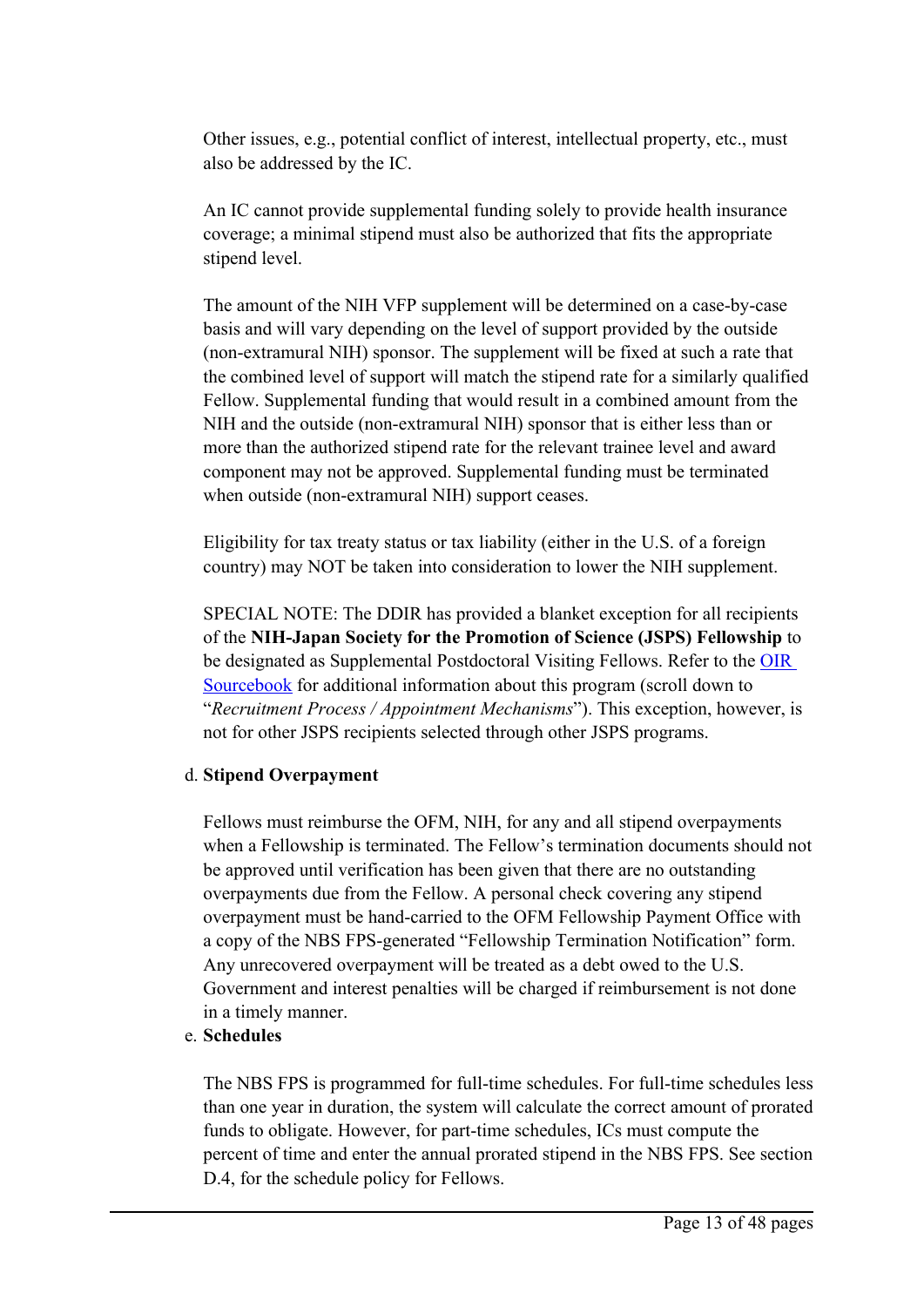Other issues, e.g., potential conflict of interest, intellectual property, etc., must also be addressed by the IC.

An IC cannot provide supplemental funding solely to provide health insurance coverage; a minimal stipend must also be authorized that fits the appropriate stipend level.

The amount of the NIH VFP supplement will be determined on a case-by-case basis and will vary depending on the level of support provided by the outside (non-extramural NIH) sponsor. The supplement will be fixed at such a rate that the combined level of support will match the stipend rate for a similarly qualified Fellow. Supplemental funding that would result in a combined amount from the NIH and the outside (non-extramural NIH) sponsor that is either less than or more than the authorized stipend rate for the relevant trainee level and award component may not be approved. Supplemental funding must be terminated when outside (non-extramural NIH) support ceases.

Eligibility for tax treaty status or tax liability (either in the U.S. of a foreign country) may NOT be taken into consideration to lower the NIH supplement.

SPECIAL NOTE: The DDIR has provided a blanket exception for all recipients of the **NIH-Japan Society for the Promotion of Science (JSPS) Fellowship** to be designated as Supplemental Postdoctoral Visiting Fellows. Refer to the OIR Sourcebook for additional information about this program (scroll down to "*Recruitment Process / Appointment Mechanisms*"). This exception, however, is not for other JSPS recipients selected through other JSPS programs.

d. **Stipend Overpayment**

Fellows must reimburse the OFM, NIH, for any and all stipend overpayments when a Fellowship is terminated. The Fellow's termination documents should not be approved until verification has been given that there are no outstanding overpayments due from the Fellow. A personal check covering any stipend overpayment must be hand-carried to the OFM Fellowship Payment Office with a copy of the NBS FPS-generated "Fellowship Termination Notification" form. Any unrecovered overpayment will be treated as a debt owed to the U.S. Government and interest penalties will be charged if reimbursement is not done in a timely manner.

e. **Schedules**

The NBS FPS is programmed for full-time schedules. For full-time schedules less than one year in duration, the system will calculate the correct amount of prorated funds to obligate. However, for part-time schedules, ICs must compute the percent of time and enter the annual prorated stipend in the NBS FPS. See section D.4, for the schedule policy for Fellows.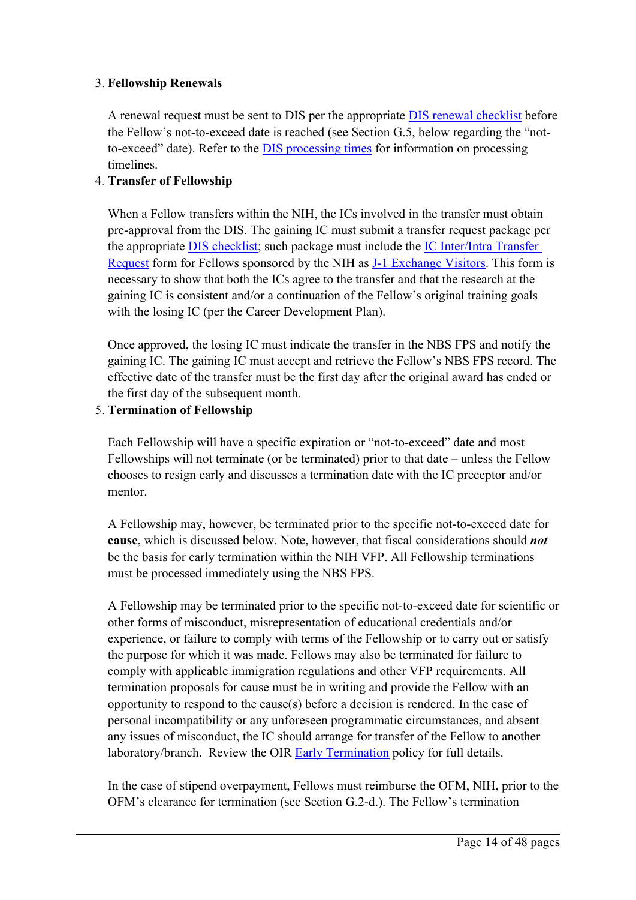3. **Fellowship Renewals**

   A renewal request must be sent to DIS per the appropriate DIS renewal checklist before the Fellow's not-to-exceed date is reached (see Section G.5, below regarding the "not-to-exceed" date). Refer to the DIS processing times for information on processing timelines.

4. **Transfer of Fellowship**

   When a Fellow transfers within the NIH, the ICs involved in the transfer must obtain pre-approval from the DIS. The gaining IC must submit a transfer request package per the appropriate DIS checklist; such package must include the IC Inter/Intra Transfer Request form for Fellows sponsored by the NIH as J-1 Exchange Visitors. This form is necessary to show that both the ICs agree to the transfer and that the research at the gaining IC is consistent and/or a continuation of the Fellow's original training goals with the losing IC (per the Career Development Plan).

   Once approved, the losing IC must indicate the transfer in the NBS FPS and notify the gaining IC. The gaining IC must accept and retrieve the Fellow's NBS FPS record. The effective date of the transfer must be the first day after the original award has ended or the first day of the subsequent month.

5. **Termination of Fellowship**

   Each Fellowship will have a specific expiration or "not-to-exceed" date and most Fellowships will not terminate (or be terminated) prior to that date – unless the Fellow chooses to resign early and discusses a termination date with the IC preceptor and/or mentor.

   A Fellowship may, however, be terminated prior to the specific not-to-exceed date for **cause**, which is discussed below. Note, however, that fiscal considerations should ***not*** be the basis for early termination within the NIH VFP. All Fellowship terminations must be processed immediately using the NBS FPS.

   A Fellowship may be terminated prior to the specific not-to-exceed date for scientific or other forms of misconduct, misrepresentation of educational credentials and/or experience, or failure to comply with terms of the Fellowship or to carry out or satisfy the purpose for which it was made. Fellows may also be terminated for failure to comply with applicable immigration regulations and other VFP requirements. All termination proposals for cause must be in writing and provide the Fellow with an opportunity to respond to the cause(s) before a decision is rendered. In the case of personal incompatibility or any unforeseen programmatic circumstances, and absent any issues of misconduct, the IC should arrange for transfer of the Fellow to another laboratory/branch. Review the OIR Early Termination policy for full details.

   In the case of stipend overpayment, Fellows must reimburse the OFM, NIH, prior to the OFM's clearance for termination (see Section G.2-d.). The Fellow's termination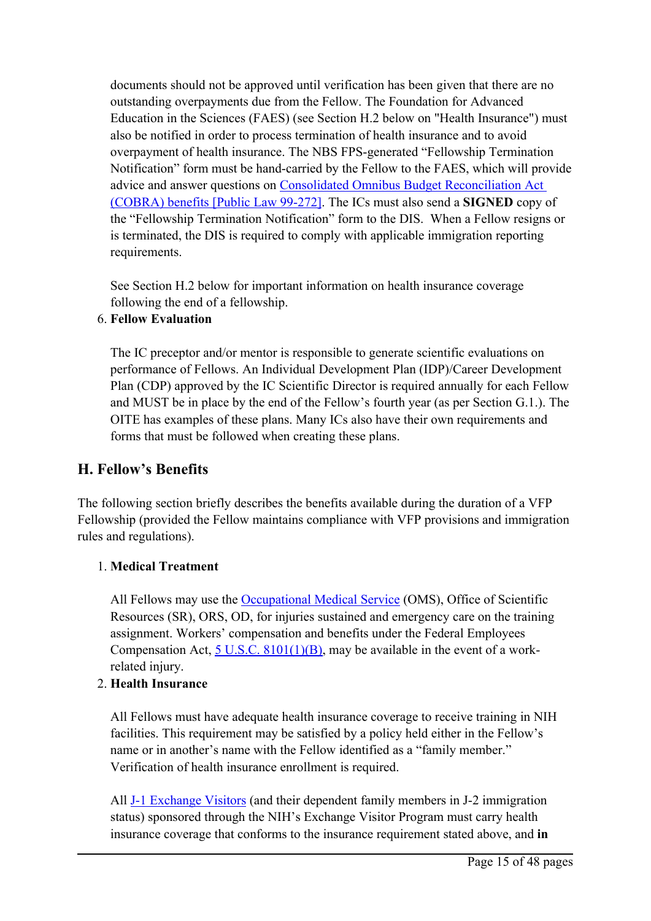documents should not be approved until verification has been given that there are no outstanding overpayments due from the Fellow. The Foundation for Advanced Education in the Sciences (FAES) (see Section H.2 below on "Health Insurance") must also be notified in order to process termination of health insurance and to avoid overpayment of health insurance. The NBS FPS-generated "Fellowship Termination Notification" form must be hand-carried by the Fellow to the FAES, which will provide advice and answer questions on Consolidated Omnibus Budget Reconciliation Act (COBRA) benefits [Public Law 99-272]. The ICs must also send a **SIGNED** copy of the "Fellowship Termination Notification" form to the DIS. When a Fellow resigns or is terminated, the DIS is required to comply with applicable immigration reporting requirements.

See Section H.2 below for important information on health insurance coverage following the end of a fellowship.

6. **Fellow Evaluation**

   The IC preceptor and/or mentor is responsible to generate scientific evaluations on performance of Fellows. An Individual Development Plan (IDP)/Career Development Plan (CDP) approved by the IC Scientific Director is required annually for each Fellow and MUST be in place by the end of the Fellow's fourth year (as per Section G.1.). The OITE has examples of these plans. Many ICs also have their own requirements and forms that must be followed when creating these plans.

## H. Fellow's Benefits

The following section briefly describes the benefits available during the duration of a VFP Fellowship (provided the Fellow maintains compliance with VFP provisions and immigration rules and regulations).

1. **Medical Treatment**

   All Fellows may use the Occupational Medical Service (OMS), Office of Scientific Resources (SR), ORS, OD, for injuries sustained and emergency care on the training assignment. Workers' compensation and benefits under the Federal Employees Compensation Act, 5 U.S.C. 8101(1)(B), may be available in the event of a work-related injury.

2. **Health Insurance**

   All Fellows must have adequate health insurance coverage to receive training in NIH facilities. This requirement may be satisfied by a policy held either in the Fellow's name or in another's name with the Fellow identified as a "family member." Verification of health insurance enrollment is required.

   All J-1 Exchange Visitors (and their dependent family members in J-2 immigration status) sponsored through the NIH's Exchange Visitor Program must carry health insurance coverage that conforms to the insurance requirement stated above, and **in**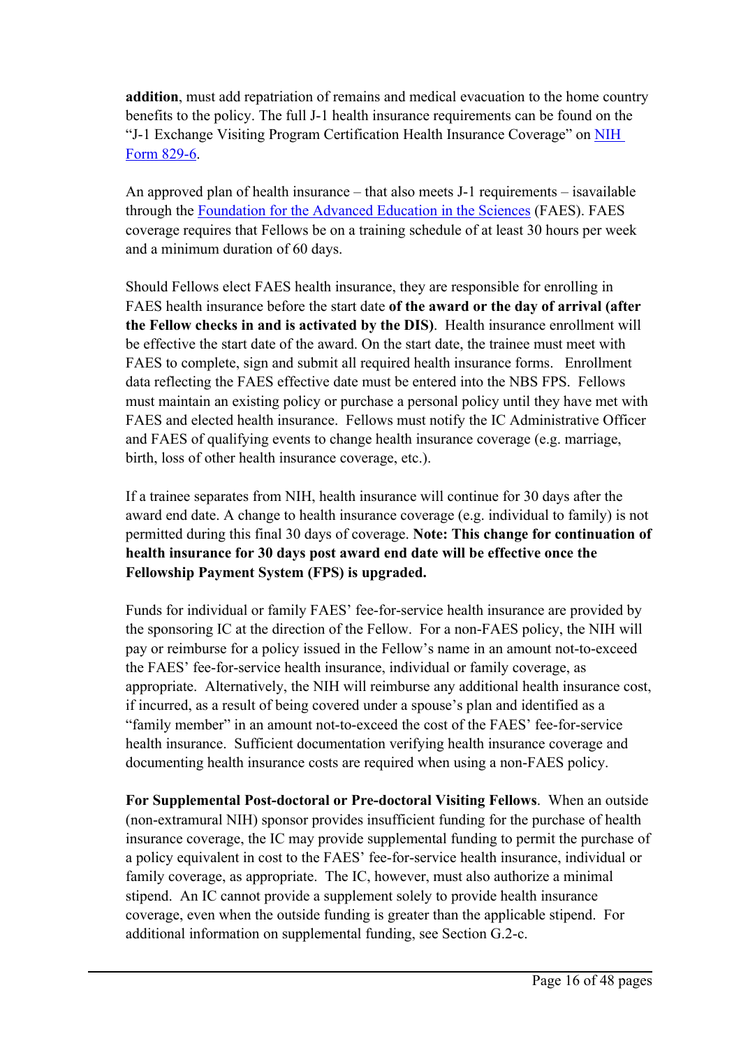**addition**, must add repatriation of remains and medical evacuation to the home country benefits to the policy. The full J-1 health insurance requirements can be found on the "J-1 Exchange Visiting Program Certification Health Insurance Coverage" on NIH Form 829-6.

An approved plan of health insurance – that also meets J-1 requirements – isavailable through the Foundation for the Advanced Education in the Sciences (FAES). FAES coverage requires that Fellows be on a training schedule of at least 30 hours per week and a minimum duration of 60 days.

Should Fellows elect FAES health insurance, they are responsible for enrolling in FAES health insurance before the start date **of the award or the day of arrival (after the Fellow checks in and is activated by the DIS)**. Health insurance enrollment will be effective the start date of the award. On the start date, the trainee must meet with FAES to complete, sign and submit all required health insurance forms. Enrollment data reflecting the FAES effective date must be entered into the NBS FPS. Fellows must maintain an existing policy or purchase a personal policy until they have met with FAES and elected health insurance. Fellows must notify the IC Administrative Officer and FAES of qualifying events to change health insurance coverage (e.g. marriage, birth, loss of other health insurance coverage, etc.).

If a trainee separates from NIH, health insurance will continue for 30 days after the award end date. A change to health insurance coverage (e.g. individual to family) is not permitted during this final 30 days of coverage. **Note: This change for continuation of health insurance for 30 days post award end date will be effective once the Fellowship Payment System (FPS) is upgraded.**

Funds for individual or family FAES' fee-for-service health insurance are provided by the sponsoring IC at the direction of the Fellow. For a non-FAES policy, the NIH will pay or reimburse for a policy issued in the Fellow's name in an amount not-to-exceed the FAES' fee-for-service health insurance, individual or family coverage, as appropriate. Alternatively, the NIH will reimburse any additional health insurance cost, if incurred, as a result of being covered under a spouse's plan and identified as a "family member" in an amount not-to-exceed the cost of the FAES' fee-for-service health insurance. Sufficient documentation verifying health insurance coverage and documenting health insurance costs are required when using a non-FAES policy.

**For Supplemental Post-doctoral or Pre-doctoral Visiting Fellows**. When an outside (non-extramural NIH) sponsor provides insufficient funding for the purchase of health insurance coverage, the IC may provide supplemental funding to permit the purchase of a policy equivalent in cost to the FAES' fee-for-service health insurance, individual or family coverage, as appropriate. The IC, however, must also authorize a minimal stipend. An IC cannot provide a supplement solely to provide health insurance coverage, even when the outside funding is greater than the applicable stipend. For additional information on supplemental funding, see Section G.2-c.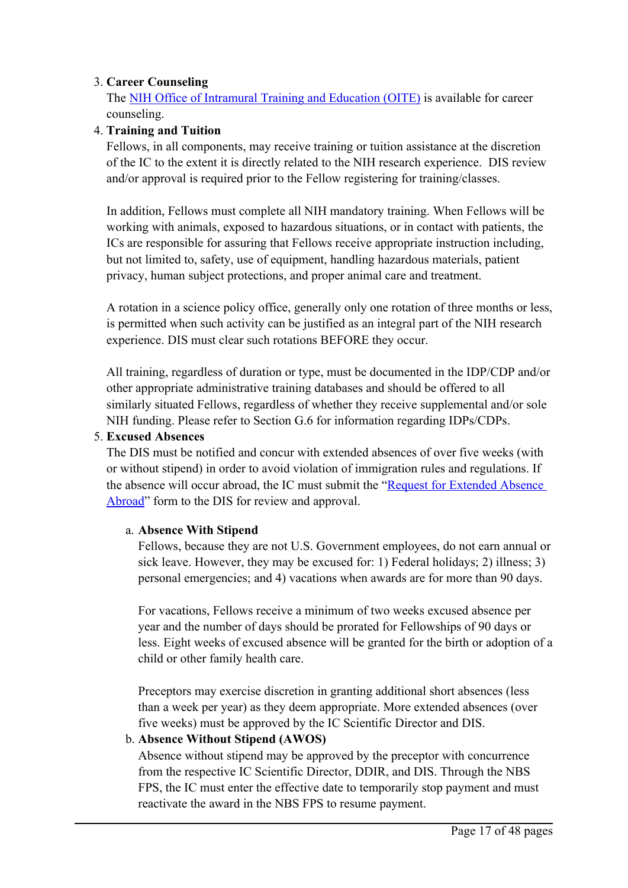3. **Career Counseling**
   The [NIH Office of Intramural Training and Education (OITE)]() is available for career counseling.

4. **Training and Tuition**
   Fellows, in all components, may receive training or tuition assistance at the discretion of the IC to the extent it is directly related to the NIH research experience. DIS review and/or approval is required prior to the Fellow registering for training/classes.

   In addition, Fellows must complete all NIH mandatory training. When Fellows will be working with animals, exposed to hazardous situations, or in contact with patients, the ICs are responsible for assuring that Fellows receive appropriate instruction including, but not limited to, safety, use of equipment, handling hazardous materials, patient privacy, human subject protections, and proper animal care and treatment.

   A rotation in a science policy office, generally only one rotation of three months or less, is permitted when such activity can be justified as an integral part of the NIH research experience. DIS must clear such rotations BEFORE they occur.

   All training, regardless of duration or type, must be documented in the IDP/CDP and/or other appropriate administrative training databases and should be offered to all similarly situated Fellows, regardless of whether they receive supplemental and/or sole NIH funding. Please refer to Section G.6 for information regarding IDPs/CDPs.

5. **Excused Absences**
   The DIS must be notified and concur with extended absences of over five weeks (with or without stipend) in order to avoid violation of immigration rules and regulations. If the absence will occur abroad, the IC must submit the "[Request for Extended Absence Abroad]()" form to the DIS for review and approval.

   a. **Absence With Stipend**
      Fellows, because they are not U.S. Government employees, do not earn annual or sick leave. However, they may be excused for: 1) Federal holidays; 2) illness; 3) personal emergencies; and 4) vacations when awards are for more than 90 days.

      For vacations, Fellows receive a minimum of two weeks excused absence per year and the number of days should be prorated for Fellowships of 90 days or less. Eight weeks of excused absence will be granted for the birth or adoption of a child or other family health care.

      Preceptors may exercise discretion in granting additional short absences (less than a week per year) as they deem appropriate. More extended absences (over five weeks) must be approved by the IC Scientific Director and DIS.

   b. **Absence Without Stipend (AWOS)**
      Absence without stipend may be approved by the preceptor with concurrence from the respective IC Scientific Director, DDIR, and DIS. Through the NBS FPS, the IC must enter the effective date to temporarily stop payment and must reactivate the award in the NBS FPS to resume payment.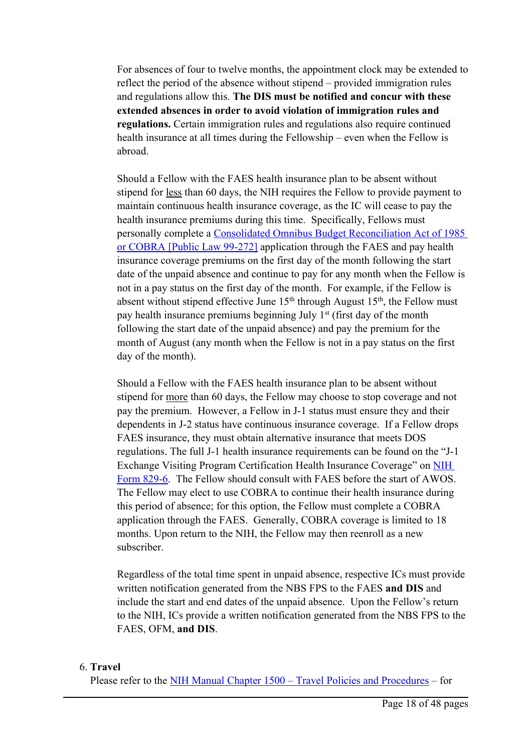For absences of four to twelve months, the appointment clock may be extended to reflect the period of the absence without stipend – provided immigration rules and regulations allow this. **The DIS must be notified and concur with these extended absences in order to avoid violation of immigration rules and regulations.** Certain immigration rules and regulations also require continued health insurance at all times during the Fellowship – even when the Fellow is abroad.

Should a Fellow with the FAES health insurance plan to be absent without stipend for <u>less</u> than 60 days, the NIH requires the Fellow to provide payment to maintain continuous health insurance coverage, as the IC will cease to pay the health insurance premiums during this time. Specifically, Fellows must personally complete a [Consolidated Omnibus Budget Reconciliation Act of 1985 or COBRA [Public Law 99-272]] application through the FAES and pay health insurance coverage premiums on the first day of the month following the start date of the unpaid absence and continue to pay for any month when the Fellow is not in a pay status on the first day of the month. For example, if the Fellow is absent without stipend effective June 15th through August 15th, the Fellow must pay health insurance premiums beginning July 1st (first day of the month following the start date of the unpaid absence) and pay the premium for the month of August (any month when the Fellow is not in a pay status on the first day of the month).

Should a Fellow with the FAES health insurance plan to be absent without stipend for <u>more</u> than 60 days, the Fellow may choose to stop coverage and not pay the premium. However, a Fellow in J-1 status must ensure they and their dependents in J-2 status have continuous insurance coverage. If a Fellow drops FAES insurance, they must obtain alternative insurance that meets DOS regulations. The full J-1 health insurance requirements can be found on the "J-1 Exchange Visiting Program Certification Health Insurance Coverage" on [NIH Form 829-6]. The Fellow should consult with FAES before the start of AWOS. The Fellow may elect to use COBRA to continue their health insurance during this period of absence; for this option, the Fellow must complete a COBRA application through the FAES. Generally, COBRA coverage is limited to 18 months. Upon return to the NIH, the Fellow may then reenroll as a new subscriber.

Regardless of the total time spent in unpaid absence, respective ICs must provide written notification generated from the NBS FPS to the FAES **and DIS** and include the start and end dates of the unpaid absence. Upon the Fellow's return to the NIH, ICs provide a written notification generated from the NBS FPS to the FAES, OFM, **and DIS**.

6. **Travel**

Please refer to the [NIH Manual Chapter 1500 – Travel Policies and Procedures] – for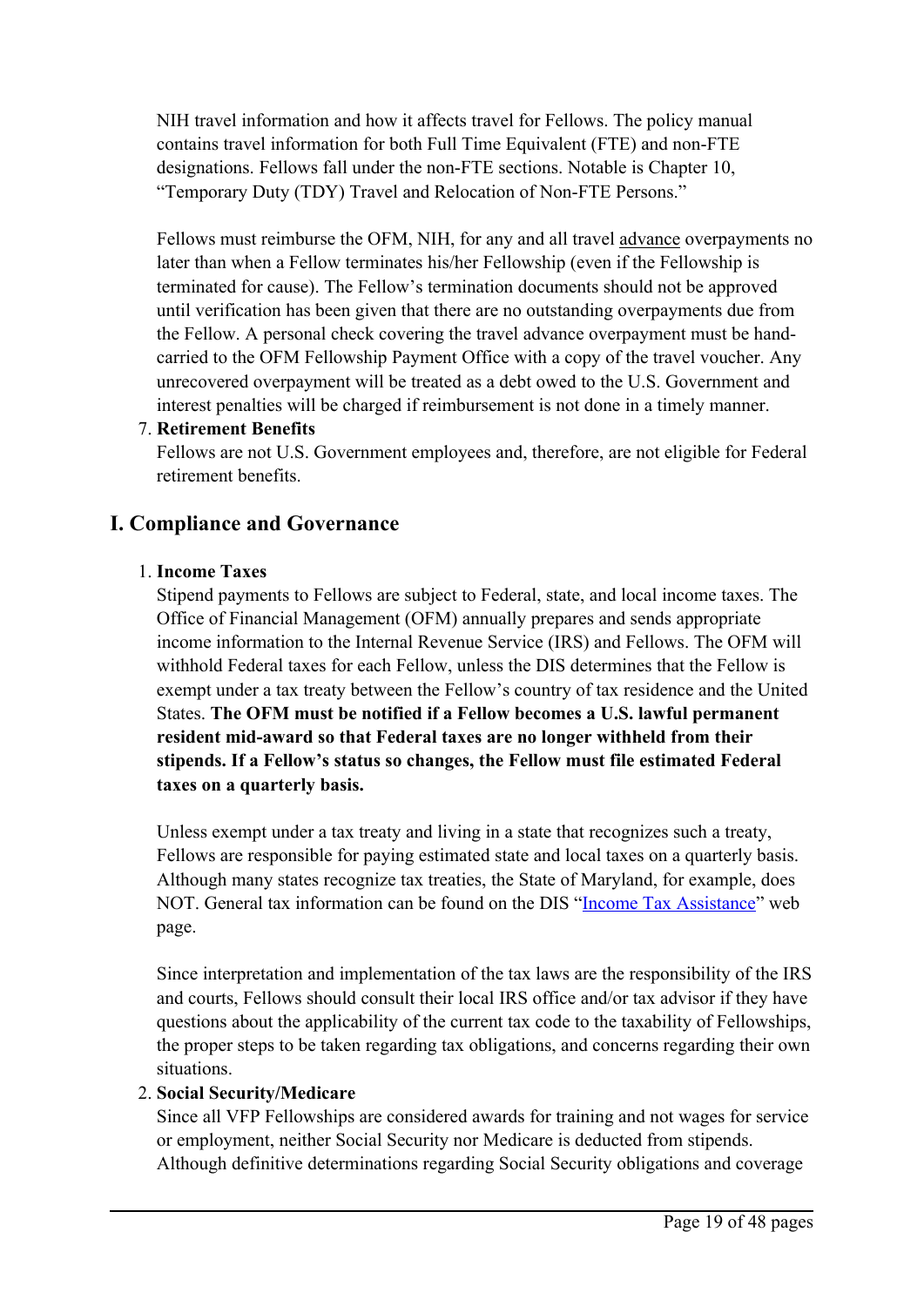NIH travel information and how it affects travel for Fellows. The policy manual contains travel information for both Full Time Equivalent (FTE) and non-FTE designations. Fellows fall under the non-FTE sections. Notable is Chapter 10, "Temporary Duty (TDY) Travel and Relocation of Non-FTE Persons."

Fellows must reimburse the OFM, NIH, for any and all travel advance overpayments no later than when a Fellow terminates his/her Fellowship (even if the Fellowship is terminated for cause). The Fellow's termination documents should not be approved until verification has been given that there are no outstanding overpayments due from the Fellow. A personal check covering the travel advance overpayment must be hand-carried to the OFM Fellowship Payment Office with a copy of the travel voucher. Any unrecovered overpayment will be treated as a debt owed to the U.S. Government and interest penalties will be charged if reimbursement is not done in a timely manner.

7. **Retirement Benefits**
   Fellows are not U.S. Government employees and, therefore, are not eligible for Federal retirement benefits.

## I. Compliance and Governance

1. **Income Taxes**
   Stipend payments to Fellows are subject to Federal, state, and local income taxes. The Office of Financial Management (OFM) annually prepares and sends appropriate income information to the Internal Revenue Service (IRS) and Fellows. The OFM will withhold Federal taxes for each Fellow, unless the DIS determines that the Fellow is exempt under a tax treaty between the Fellow's country of tax residence and the United States. **The OFM must be notified if a Fellow becomes a U.S. lawful permanent resident mid-award so that Federal taxes are no longer withheld from their stipends. If a Fellow's status so changes, the Fellow must file estimated Federal taxes on a quarterly basis.**

   Unless exempt under a tax treaty and living in a state that recognizes such a treaty, Fellows are responsible for paying estimated state and local taxes on a quarterly basis. Although many states recognize tax treaties, the State of Maryland, for example, does NOT. General tax information can be found on the DIS "Income Tax Assistance" web page.

   Since interpretation and implementation of the tax laws are the responsibility of the IRS and courts, Fellows should consult their local IRS office and/or tax advisor if they have questions about the applicability of the current tax code to the taxability of Fellowships, the proper steps to be taken regarding tax obligations, and concerns regarding their own situations.

2. **Social Security/Medicare**
   Since all VFP Fellowships are considered awards for training and not wages for service or employment, neither Social Security nor Medicare is deducted from stipends. Although definitive determinations regarding Social Security obligations and coverage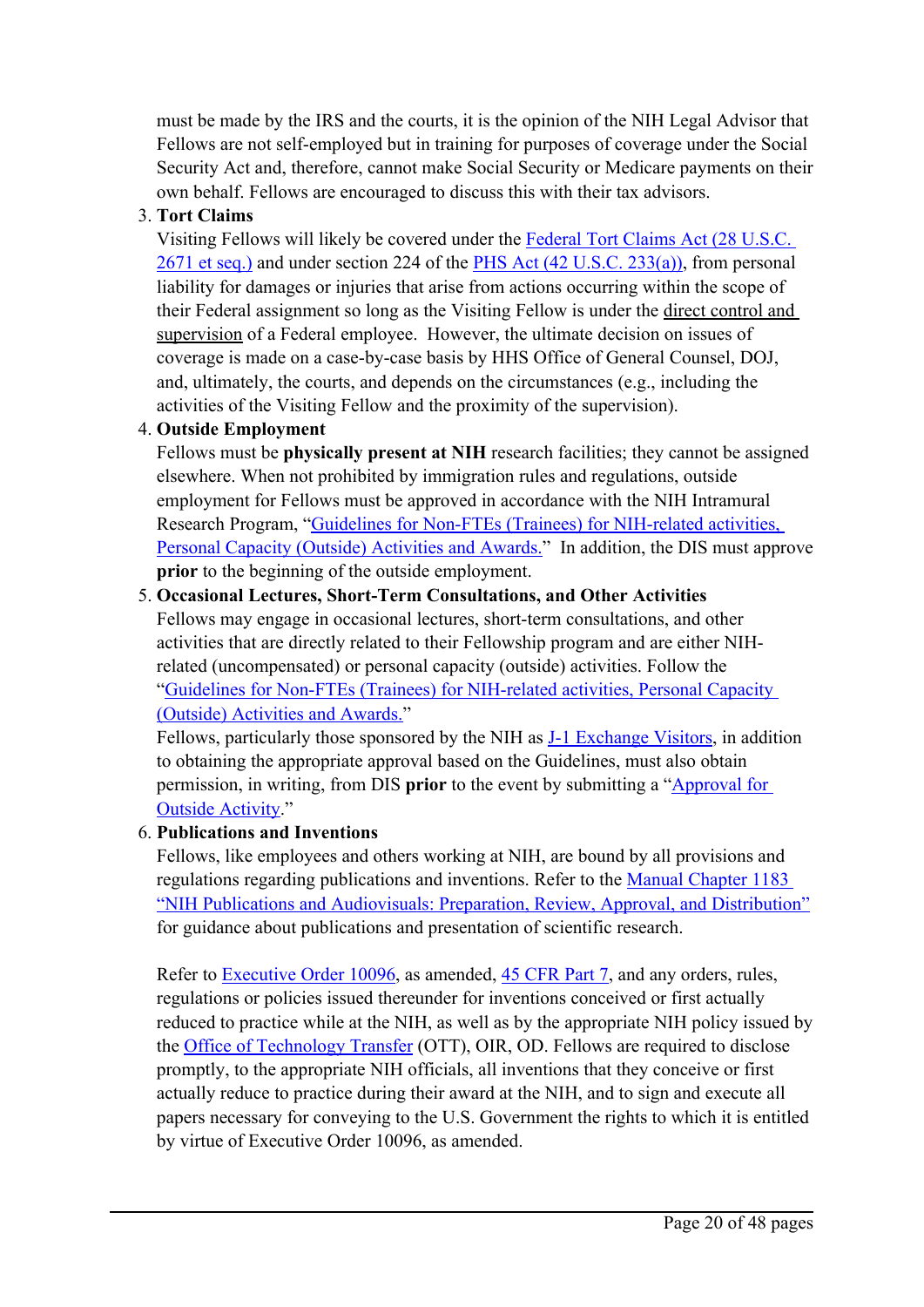must be made by the IRS and the courts, it is the opinion of the NIH Legal Advisor that Fellows are not self-employed but in training for purposes of coverage under the Social Security Act and, therefore, cannot make Social Security or Medicare payments on their own behalf. Fellows are encouraged to discuss this with their tax advisors.

3. **Tort Claims**
   Visiting Fellows will likely be covered under the Federal Tort Claims Act (28 U.S.C. 2671 et seq.) and under section 224 of the PHS Act (42 U.S.C. 233(a)), from personal liability for damages or injuries that arise from actions occurring within the scope of their Federal assignment so long as the Visiting Fellow is under the direct control and supervision of a Federal employee. However, the ultimate decision on issues of coverage is made on a case-by-case basis by HHS Office of General Counsel, DOJ, and, ultimately, the courts, and depends on the circumstances (e.g., including the activities of the Visiting Fellow and the proximity of the supervision).
4. **Outside Employment**
   Fellows must be **physically present at NIH** research facilities; they cannot be assigned elsewhere. When not prohibited by immigration rules and regulations, outside employment for Fellows must be approved in accordance with the NIH Intramural Research Program, "Guidelines for Non-FTEs (Trainees) for NIH-related activities, Personal Capacity (Outside) Activities and Awards." In addition, the DIS must approve **prior** to the beginning of the outside employment.
5. **Occasional Lectures, Short-Term Consultations, and Other Activities**
   Fellows may engage in occasional lectures, short-term consultations, and other activities that are directly related to their Fellowship program and are either NIH-related (uncompensated) or personal capacity (outside) activities. Follow the "Guidelines for Non-FTEs (Trainees) for NIH-related activities, Personal Capacity (Outside) Activities and Awards."
   Fellows, particularly those sponsored by the NIH as J-1 Exchange Visitors, in addition to obtaining the appropriate approval based on the Guidelines, must also obtain permission, in writing, from DIS **prior** to the event by submitting a "Approval for Outside Activity."
6. **Publications and Inventions**
   Fellows, like employees and others working at NIH, are bound by all provisions and regulations regarding publications and inventions. Refer to the Manual Chapter 1183 "NIH Publications and Audiovisuals: Preparation, Review, Approval, and Distribution" for guidance about publications and presentation of scientific research.

   Refer to Executive Order 10096, as amended, 45 CFR Part 7, and any orders, rules, regulations or policies issued thereunder for inventions conceived or first actually reduced to practice while at the NIH, as well as by the appropriate NIH policy issued by the Office of Technology Transfer (OTT), OIR, OD. Fellows are required to disclose promptly, to the appropriate NIH officials, all inventions that they conceive or first actually reduce to practice during their award at the NIH, and to sign and execute all papers necessary for conveying to the U.S. Government the rights to which it is entitled by virtue of Executive Order 10096, as amended.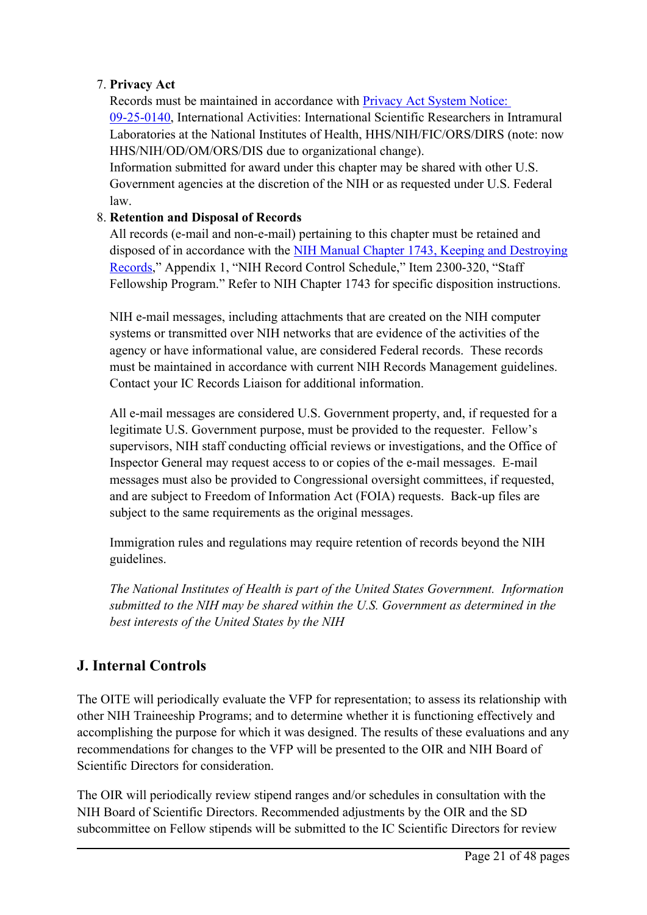7. **Privacy Act**
   Records must be maintained in accordance with [Privacy Act System Notice: 09-25-0140](), International Activities: International Scientific Researchers in Intramural Laboratories at the National Institutes of Health, HHS/NIH/FIC/ORS/DIRS (note: now HHS/NIH/OD/OM/ORS/DIS due to organizational change).
   Information submitted for award under this chapter may be shared with other U.S. Government agencies at the discretion of the NIH or as requested under U.S. Federal law.

8. **Retention and Disposal of Records**
   All records (e-mail and non-e-mail) pertaining to this chapter must be retained and disposed of in accordance with the [NIH Manual Chapter 1743, Keeping and Destroying Records](),” Appendix 1, “NIH Record Control Schedule,” Item 2300-320, “Staff Fellowship Program.” Refer to NIH Chapter 1743 for specific disposition instructions.

   NIH e-mail messages, including attachments that are created on the NIH computer systems or transmitted over NIH networks that are evidence of the activities of the agency or have informational value, are considered Federal records. These records must be maintained in accordance with current NIH Records Management guidelines. Contact your IC Records Liaison for additional information.

   All e-mail messages are considered U.S. Government property, and, if requested for a legitimate U.S. Government purpose, must be provided to the requester. Fellow’s supervisors, NIH staff conducting official reviews or investigations, and the Office of Inspector General may request access to or copies of the e-mail messages. E-mail messages must also be provided to Congressional oversight committees, if requested, and are subject to Freedom of Information Act (FOIA) requests. Back-up files are subject to the same requirements as the original messages.

   Immigration rules and regulations may require retention of records beyond the NIH guidelines.

   *The National Institutes of Health is part of the United States Government. Information submitted to the NIH may be shared within the U.S. Government as determined in the best interests of the United States by the NIH*

## J. Internal Controls

The OITE will periodically evaluate the VFP for representation; to assess its relationship with other NIH Traineeship Programs; and to determine whether it is functioning effectively and accomplishing the purpose for which it was designed. The results of these evaluations and any recommendations for changes to the VFP will be presented to the OIR and NIH Board of Scientific Directors for consideration.

The OIR will periodically review stipend ranges and/or schedules in consultation with the NIH Board of Scientific Directors. Recommended adjustments by the OIR and the SD subcommittee on Fellow stipends will be submitted to the IC Scientific Directors for review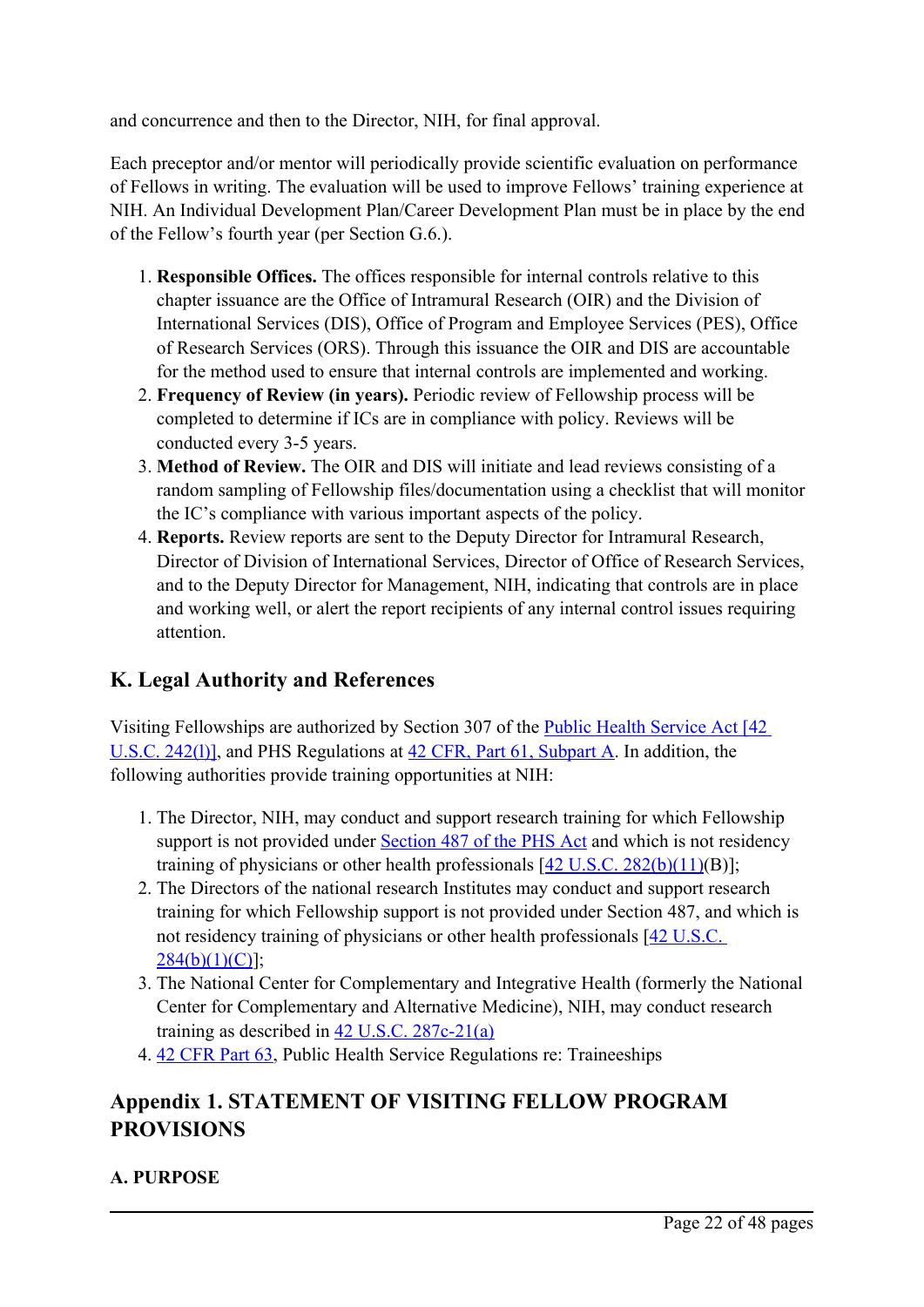and concurrence and then to the Director, NIH, for final approval.

Each preceptor and/or mentor will periodically provide scientific evaluation on performance of Fellows in writing. The evaluation will be used to improve Fellows' training experience at NIH. An Individual Development Plan/Career Development Plan must be in place by the end of the Fellow's fourth year (per Section G.6.).

1. **Responsible Offices.** The offices responsible for internal controls relative to this chapter issuance are the Office of Intramural Research (OIR) and the Division of International Services (DIS), Office of Program and Employee Services (PES), Office of Research Services (ORS). Through this issuance the OIR and DIS are accountable for the method used to ensure that internal controls are implemented and working.
2. **Frequency of Review (in years).** Periodic review of Fellowship process will be completed to determine if ICs are in compliance with policy. Reviews will be conducted every 3-5 years.
3. **Method of Review.** The OIR and DIS will initiate and lead reviews consisting of a random sampling of Fellowship files/documentation using a checklist that will monitor the IC's compliance with various important aspects of the policy.
4. **Reports.** Review reports are sent to the Deputy Director for Intramural Research, Director of Division of International Services, Director of Office of Research Services, and to the Deputy Director for Management, NIH, indicating that controls are in place and working well, or alert the report recipients of any internal control issues requiring attention.

## K. Legal Authority and References

Visiting Fellowships are authorized by Section 307 of the Public Health Service Act [42 U.S.C. 242(l)], and PHS Regulations at 42 CFR, Part 61, Subpart A. In addition, the following authorities provide training opportunities at NIH:

1. The Director, NIH, may conduct and support research training for which Fellowship support is not provided under Section 487 of the PHS Act and which is not residency training of physicians or other health professionals [42 U.S.C. 282(b)(11)(B)];
2. The Directors of the national research Institutes may conduct and support research training for which Fellowship support is not provided under Section 487, and which is not residency training of physicians or other health professionals [42 U.S.C. 284(b)(1)(C)];
3. The National Center for Complementary and Integrative Health (formerly the National Center for Complementary and Alternative Medicine), NIH, may conduct research training as described in 42 U.S.C. 287c-21(a)
4. 42 CFR Part 63, Public Health Service Regulations re: Traineeships

## Appendix 1. STATEMENT OF VISITING FELLOW PROGRAM PROVISIONS

### A. PURPOSE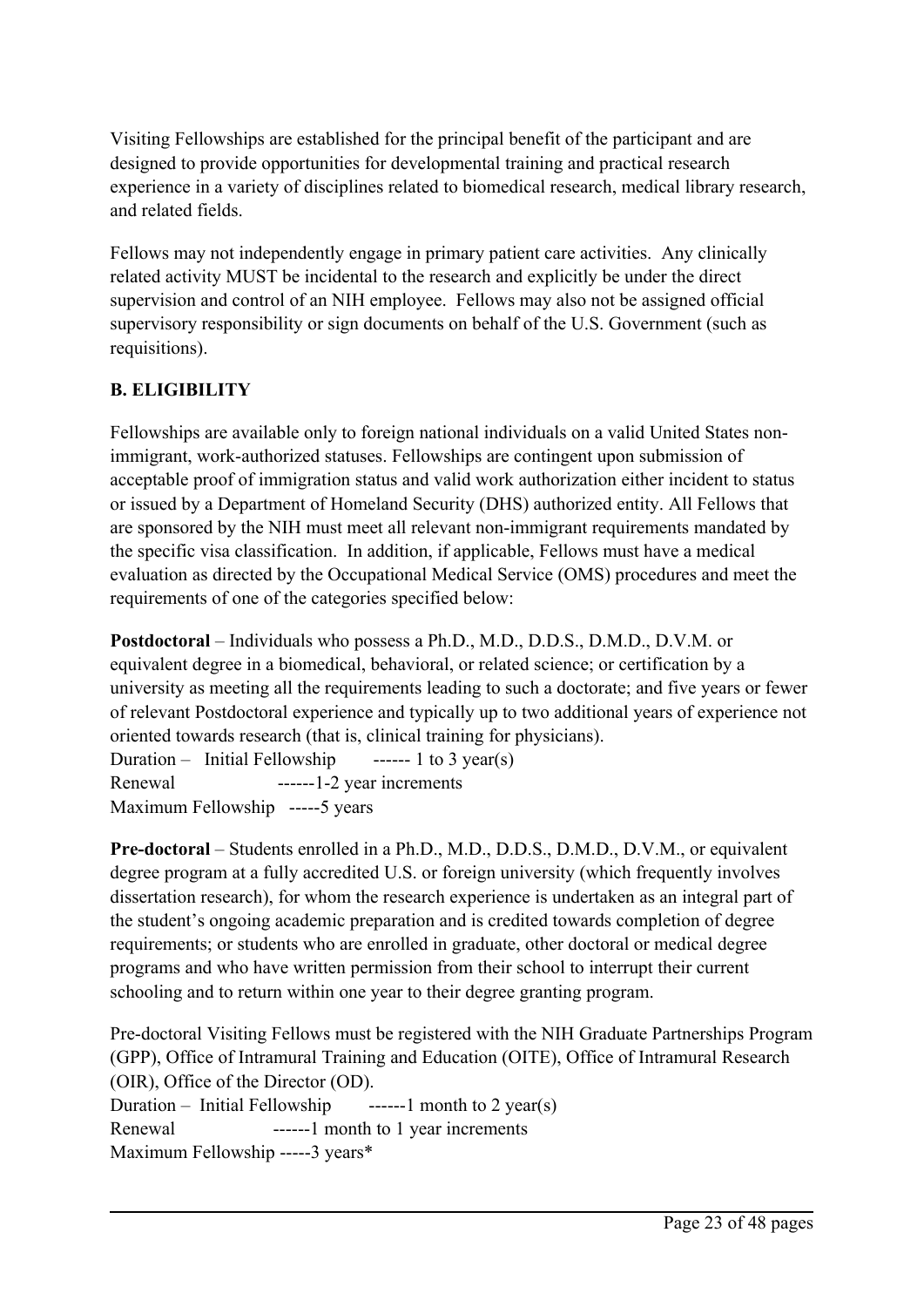Visiting Fellowships are established for the principal benefit of the participant and are designed to provide opportunities for developmental training and practical research experience in a variety of disciplines related to biomedical research, medical library research, and related fields.

Fellows may not independently engage in primary patient care activities. Any clinically related activity MUST be incidental to the research and explicitly be under the direct supervision and control of an NIH employee. Fellows may also not be assigned official supervisory responsibility or sign documents on behalf of the U.S. Government (such as requisitions).

**B. ELIGIBILITY**

Fellowships are available only to foreign national individuals on a valid United States non-immigrant, work-authorized statuses. Fellowships are contingent upon submission of acceptable proof of immigration status and valid work authorization either incident to status or issued by a Department of Homeland Security (DHS) authorized entity. All Fellows that are sponsored by the NIH must meet all relevant non-immigrant requirements mandated by the specific visa classification. In addition, if applicable, Fellows must have a medical evaluation as directed by the Occupational Medical Service (OMS) procedures and meet the requirements of one of the categories specified below:

**Postdoctoral** – Individuals who possess a Ph.D., M.D., D.D.S., D.M.D., D.V.M. or equivalent degree in a biomedical, behavioral, or related science; or certification by a university as meeting all the requirements leading to such a doctorate; and five years or fewer of relevant Postdoctoral experience and typically up to two additional years of experience not oriented towards research (that is, clinical training for physicians).

Duration – Initial Fellowship ------ 1 to 3 year(s)
Renewal ------1-2 year increments
Maximum Fellowship -----5 years

**Pre-doctoral** – Students enrolled in a Ph.D., M.D., D.D.S., D.M.D., D.V.M., or equivalent degree program at a fully accredited U.S. or foreign university (which frequently involves dissertation research), for whom the research experience is undertaken as an integral part of the student's ongoing academic preparation and is credited towards completion of degree requirements; or students who are enrolled in graduate, other doctoral or medical degree programs and who have written permission from their school to interrupt their current schooling and to return within one year to their degree granting program.

Pre-doctoral Visiting Fellows must be registered with the NIH Graduate Partnerships Program (GPP), Office of Intramural Training and Education (OITE), Office of Intramural Research (OIR), Office of the Director (OD).

Duration – Initial Fellowship ------1 month to 2 year(s)
Renewal ------1 month to 1 year increments
Maximum Fellowship -----3 years*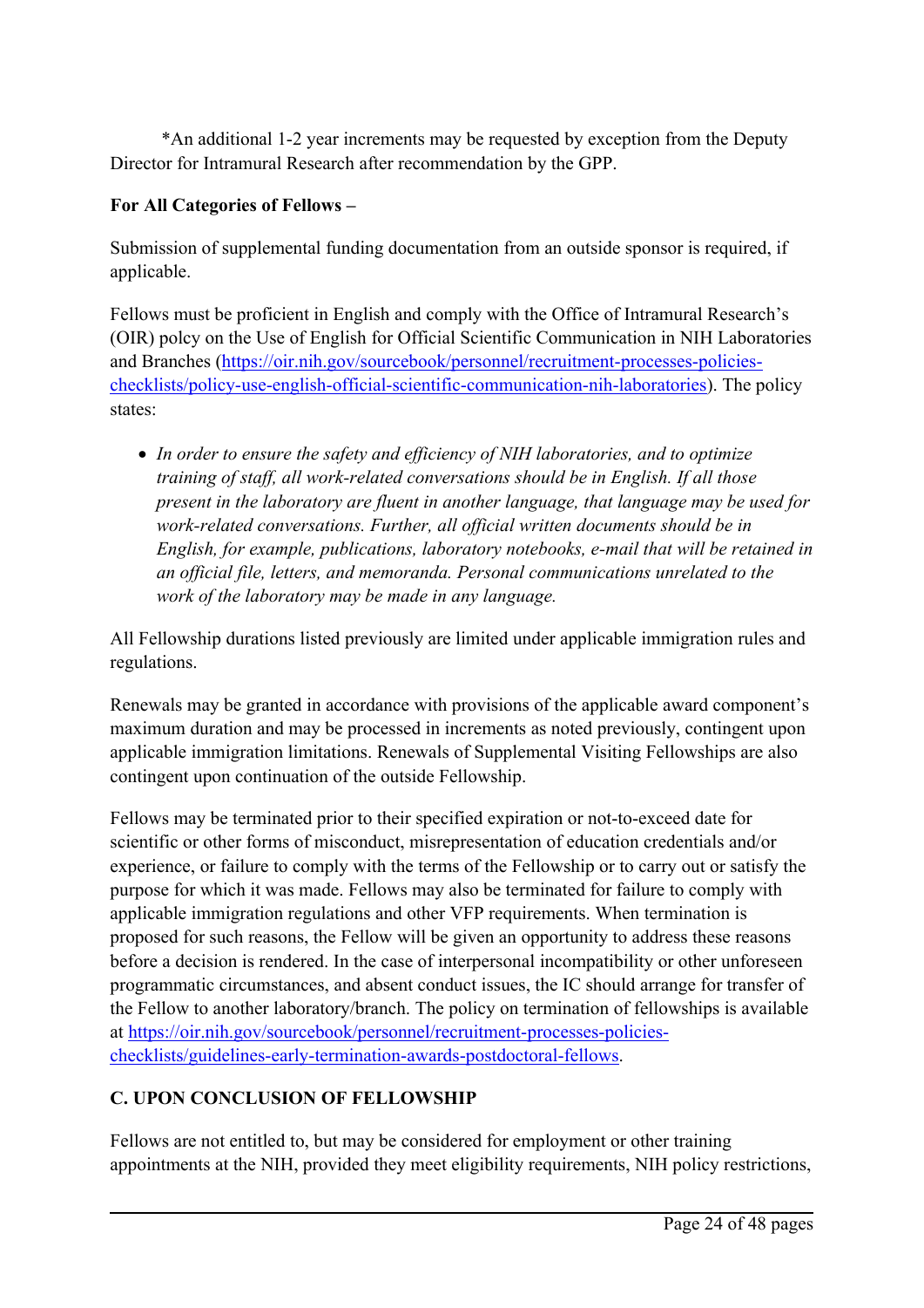*An additional 1-2 year increments may be requested by exception from the Deputy Director for Intramural Research after recommendation by the GPP.

**For All Categories of Fellows –**

Submission of supplemental funding documentation from an outside sponsor is required, if applicable.

Fellows must be proficient in English and comply with the Office of Intramural Research's (OIR) polcy on the Use of English for Official Scientific Communication in NIH Laboratories and Branches ([https://oir.nih.gov/sourcebook/personnel/recruitment-processes-policies-checklists/policy-use-english-official-scientific-communication-nih-laboratories](https://oir.nih.gov/sourcebook/personnel/recruitment-processes-policies-checklists/policy-use-english-official-scientific-communication-nih-laboratories)). The policy states:

- *In order to ensure the safety and efficiency of NIH laboratories, and to optimize training of staff, all work-related conversations should be in English. If all those present in the laboratory are fluent in another language, that language may be used for work-related conversations. Further, all official written documents should be in English, for example, publications, laboratory notebooks, e-mail that will be retained in an official file, letters, and memoranda. Personal communications unrelated to the work of the laboratory may be made in any language.*

All Fellowship durations listed previously are limited under applicable immigration rules and regulations.

Renewals may be granted in accordance with provisions of the applicable award component's maximum duration and may be processed in increments as noted previously, contingent upon applicable immigration limitations. Renewals of Supplemental Visiting Fellowships are also contingent upon continuation of the outside Fellowship.

Fellows may be terminated prior to their specified expiration or not-to-exceed date for scientific or other forms of misconduct, misrepresentation of education credentials and/or experience, or failure to comply with the terms of the Fellowship or to carry out or satisfy the purpose for which it was made. Fellows may also be terminated for failure to comply with applicable immigration regulations and other VFP requirements. When termination is proposed for such reasons, the Fellow will be given an opportunity to address these reasons before a decision is rendered. In the case of interpersonal incompatibility or other unforeseen programmatic circumstances, and absent conduct issues, the IC should arrange for transfer of the Fellow to another laboratory/branch. The policy on termination of fellowships is available at [https://oir.nih.gov/sourcebook/personnel/recruitment-processes-policies-checklists/guidelines-early-termination-awards-postdoctoral-fellows](https://oir.nih.gov/sourcebook/personnel/recruitment-processes-policies-checklists/guidelines-early-termination-awards-postdoctoral-fellows).

## C. UPON CONCLUSION OF FELLOWSHIP

Fellows are not entitled to, but may be considered for employment or other training appointments at the NIH, provided they meet eligibility requirements, NIH policy restrictions,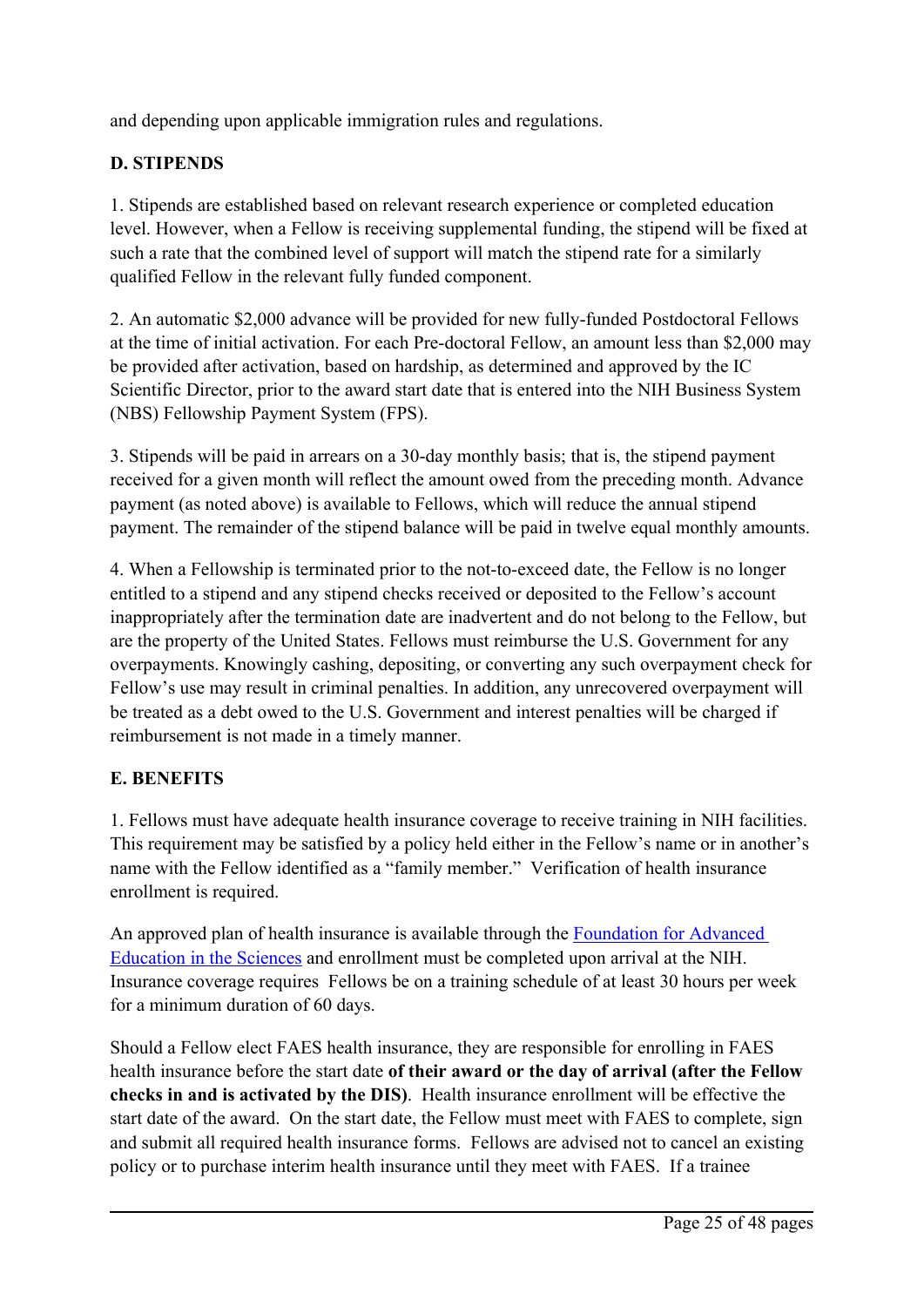and depending upon applicable immigration rules and regulations.

**D. STIPENDS**

1. Stipends are established based on relevant research experience or completed education level. However, when a Fellow is receiving supplemental funding, the stipend will be fixed at such a rate that the combined level of support will match the stipend rate for a similarly qualified Fellow in the relevant fully funded component.

2. An automatic $2,000 advance will be provided for new fully-funded Postdoctoral Fellows at the time of initial activation. For each Pre-doctoral Fellow, an amount less than $2,000 may be provided after activation, based on hardship, as determined and approved by the IC Scientific Director, prior to the award start date that is entered into the NIH Business System (NBS) Fellowship Payment System (FPS).

3. Stipends will be paid in arrears on a 30-day monthly basis; that is, the stipend payment received for a given month will reflect the amount owed from the preceding month. Advance payment (as noted above) is available to Fellows, which will reduce the annual stipend payment. The remainder of the stipend balance will be paid in twelve equal monthly amounts.

4. When a Fellowship is terminated prior to the not-to-exceed date, the Fellow is no longer entitled to a stipend and any stipend checks received or deposited to the Fellow's account inappropriately after the termination date are inadvertent and do not belong to the Fellow, but are the property of the United States. Fellows must reimburse the U.S. Government for any overpayments. Knowingly cashing, depositing, or converting any such overpayment check for Fellow's use may result in criminal penalties. In addition, any unrecovered overpayment will be treated as a debt owed to the U.S. Government and interest penalties will be charged if reimbursement is not made in a timely manner.

**E. BENEFITS**

1. Fellows must have adequate health insurance coverage to receive training in NIH facilities. This requirement may be satisfied by a policy held either in the Fellow's name or in another's name with the Fellow identified as a "family member." Verification of health insurance enrollment is required.

An approved plan of health insurance is available through the Foundation for Advanced Education in the Sciences and enrollment must be completed upon arrival at the NIH. Insurance coverage requires Fellows be on a training schedule of at least 30 hours per week for a minimum duration of 60 days.

Should a Fellow elect FAES health insurance, they are responsible for enrolling in FAES health insurance before the start date **of their award or the day of arrival (after the Fellow checks in and is activated by the DIS)**. Health insurance enrollment will be effective the start date of the award. On the start date, the Fellow must meet with FAES to complete, sign and submit all required health insurance forms. Fellows are advised not to cancel an existing policy or to purchase interim health insurance until they meet with FAES. If a trainee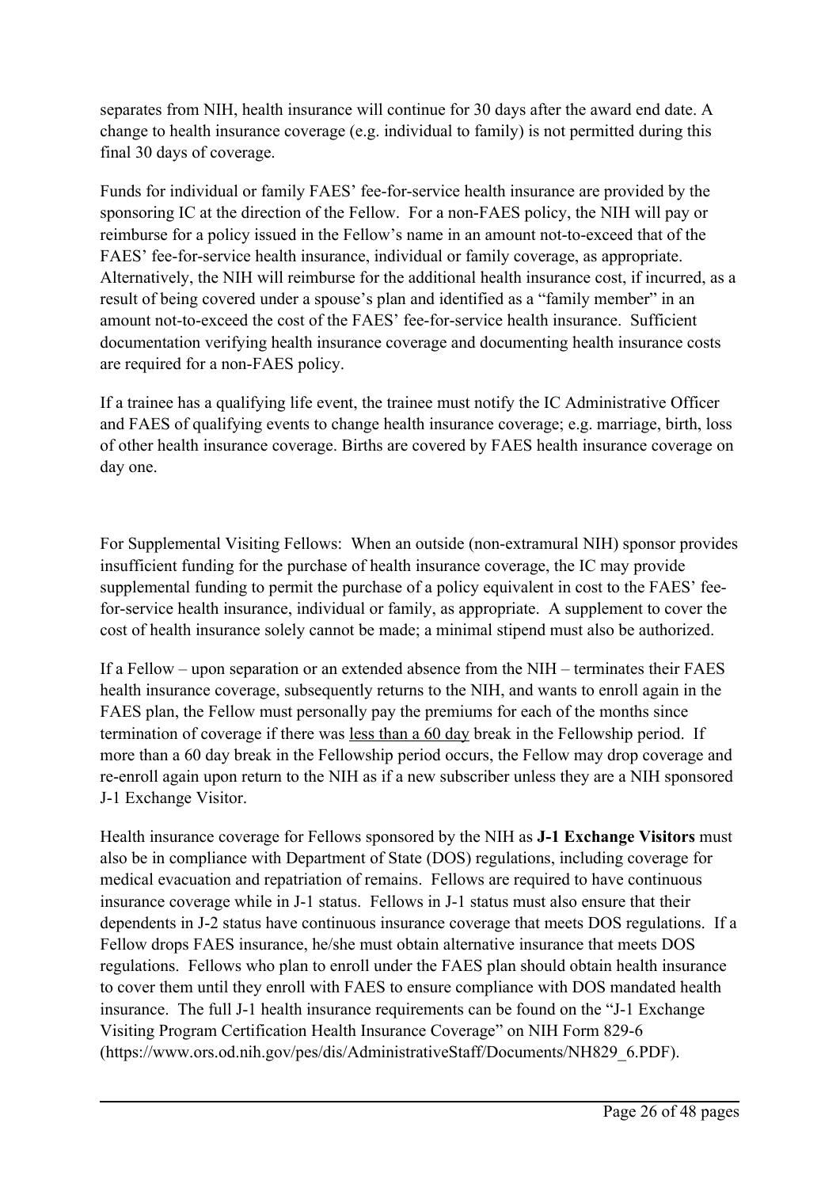separates from NIH, health insurance will continue for 30 days after the award end date. A change to health insurance coverage (e.g. individual to family) is not permitted during this final 30 days of coverage.

Funds for individual or family FAES' fee-for-service health insurance are provided by the sponsoring IC at the direction of the Fellow. For a non-FAES policy, the NIH will pay or reimburse for a policy issued in the Fellow's name in an amount not-to-exceed that of the FAES' fee-for-service health insurance, individual or family coverage, as appropriate. Alternatively, the NIH will reimburse for the additional health insurance cost, if incurred, as a result of being covered under a spouse's plan and identified as a "family member" in an amount not-to-exceed the cost of the FAES' fee-for-service health insurance. Sufficient documentation verifying health insurance coverage and documenting health insurance costs are required for a non-FAES policy.

If a trainee has a qualifying life event, the trainee must notify the IC Administrative Officer and FAES of qualifying events to change health insurance coverage; e.g. marriage, birth, loss of other health insurance coverage. Births are covered by FAES health insurance coverage on day one.

For Supplemental Visiting Fellows: When an outside (non-extramural NIH) sponsor provides insufficient funding for the purchase of health insurance coverage, the IC may provide supplemental funding to permit the purchase of a policy equivalent in cost to the FAES' fee-for-service health insurance, individual or family, as appropriate. A supplement to cover the cost of health insurance solely cannot be made; a minimal stipend must also be authorized.

If a Fellow – upon separation or an extended absence from the NIH – terminates their FAES health insurance coverage, subsequently returns to the NIH, and wants to enroll again in the FAES plan, the Fellow must personally pay the premiums for each of the months since termination of coverage if there was <u>less than a 60 day</u> break in the Fellowship period. If more than a 60 day break in the Fellowship period occurs, the Fellow may drop coverage and re-enroll again upon return to the NIH as if a new subscriber unless they are a NIH sponsored J-1 Exchange Visitor.

Health insurance coverage for Fellows sponsored by the NIH as **J-1 Exchange Visitors** must also be in compliance with Department of State (DOS) regulations, including coverage for medical evacuation and repatriation of remains. Fellows are required to have continuous insurance coverage while in J-1 status. Fellows in J-1 status must also ensure that their dependents in J-2 status have continuous insurance coverage that meets DOS regulations. If a Fellow drops FAES insurance, he/she must obtain alternative insurance that meets DOS regulations. Fellows who plan to enroll under the FAES plan should obtain health insurance to cover them until they enroll with FAES to ensure compliance with DOS mandated health insurance. The full J-1 health insurance requirements can be found on the "J-1 Exchange Visiting Program Certification Health Insurance Coverage" on NIH Form 829-6 (https://www.ors.od.nih.gov/pes/dis/AdministrativeStaff/Documents/NH829_6.PDF).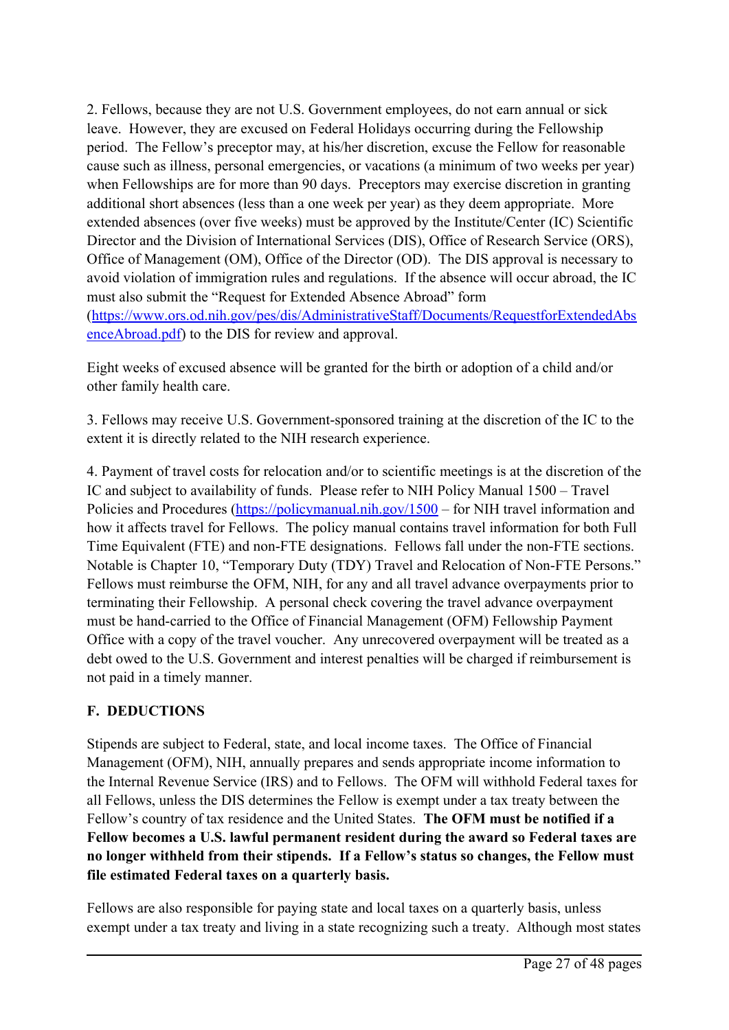2. Fellows, because they are not U.S. Government employees, do not earn annual or sick leave. However, they are excused on Federal Holidays occurring during the Fellowship period. The Fellow's preceptor may, at his/her discretion, excuse the Fellow for reasonable cause such as illness, personal emergencies, or vacations (a minimum of two weeks per year) when Fellowships are for more than 90 days. Preceptors may exercise discretion in granting additional short absences (less than a one week per year) as they deem appropriate. More extended absences (over five weeks) must be approved by the Institute/Center (IC) Scientific Director and the Division of International Services (DIS), Office of Research Service (ORS), Office of Management (OM), Office of the Director (OD). The DIS approval is necessary to avoid violation of immigration rules and regulations. If the absence will occur abroad, the IC must also submit the "Request for Extended Absence Abroad" form (https://www.ors.od.nih.gov/pes/dis/AdministrativeStaff/Documents/RequestforExtendedAbsenceAbroad.pdf) to the DIS for review and approval.

Eight weeks of excused absence will be granted for the birth or adoption of a child and/or other family health care.

3. Fellows may receive U.S. Government-sponsored training at the discretion of the IC to the extent it is directly related to the NIH research experience.

4. Payment of travel costs for relocation and/or to scientific meetings is at the discretion of the IC and subject to availability of funds. Please refer to NIH Policy Manual 1500 – Travel Policies and Procedures (https://policymanual.nih.gov/1500 – for NIH travel information and how it affects travel for Fellows. The policy manual contains travel information for both Full Time Equivalent (FTE) and non-FTE designations. Fellows fall under the non-FTE sections. Notable is Chapter 10, "Temporary Duty (TDY) Travel and Relocation of Non-FTE Persons." Fellows must reimburse the OFM, NIH, for any and all travel advance overpayments prior to terminating their Fellowship. A personal check covering the travel advance overpayment must be hand-carried to the Office of Financial Management (OFM) Fellowship Payment Office with a copy of the travel voucher. Any unrecovered overpayment will be treated as a debt owed to the U.S. Government and interest penalties will be charged if reimbursement is not paid in a timely manner.

## F. DEDUCTIONS

Stipends are subject to Federal, state, and local income taxes. The Office of Financial Management (OFM), NIH, annually prepares and sends appropriate income information to the Internal Revenue Service (IRS) and to Fellows. The OFM will withhold Federal taxes for all Fellows, unless the DIS determines the Fellow is exempt under a tax treaty between the Fellow's country of tax residence and the United States. **The OFM must be notified if a Fellow becomes a U.S. lawful permanent resident during the award so Federal taxes are no longer withheld from their stipends. If a Fellow's status so changes, the Fellow must file estimated Federal taxes on a quarterly basis.**

Fellows are also responsible for paying state and local taxes on a quarterly basis, unless exempt under a tax treaty and living in a state recognizing such a treaty. Although most states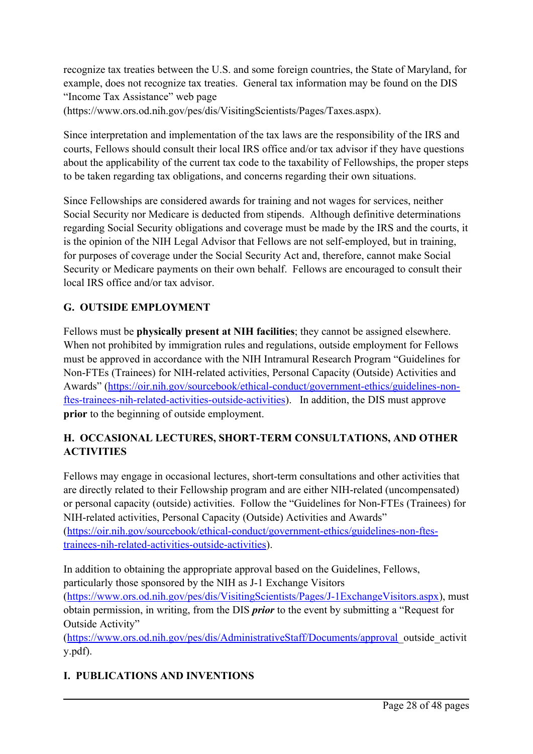recognize tax treaties between the U.S. and some foreign countries, the State of Maryland, for example, does not recognize tax treaties. General tax information may be found on the DIS "Income Tax Assistance" web page (https://www.ors.od.nih.gov/pes/dis/VisitingScientists/Pages/Taxes.aspx).

Since interpretation and implementation of the tax laws are the responsibility of the IRS and courts, Fellows should consult their local IRS office and/or tax advisor if they have questions about the applicability of the current tax code to the taxability of Fellowships, the proper steps to be taken regarding tax obligations, and concerns regarding their own situations.

Since Fellowships are considered awards for training and not wages for services, neither Social Security nor Medicare is deducted from stipends. Although definitive determinations regarding Social Security obligations and coverage must be made by the IRS and the courts, it is the opinion of the NIH Legal Advisor that Fellows are not self-employed, but in training, for purposes of coverage under the Social Security Act and, therefore, cannot make Social Security or Medicare payments on their own behalf. Fellows are encouraged to consult their local IRS office and/or tax advisor.

## G. OUTSIDE EMPLOYMENT

Fellows must be **physically present at NIH facilities**; they cannot be assigned elsewhere. When not prohibited by immigration rules and regulations, outside employment for Fellows must be approved in accordance with the NIH Intramural Research Program "Guidelines for Non-FTEs (Trainees) for NIH-related activities, Personal Capacity (Outside) Activities and Awards" (https://oir.nih.gov/sourcebook/ethical-conduct/government-ethics/guidelines-non-ftes-trainees-nih-related-activities-outside-activities). In addition, the DIS must approve **prior** to the beginning of outside employment.

## H. OCCASIONAL LECTURES, SHORT-TERM CONSULTATIONS, AND OTHER ACTIVITIES

Fellows may engage in occasional lectures, short-term consultations and other activities that are directly related to their Fellowship program and are either NIH-related (uncompensated) or personal capacity (outside) activities. Follow the "Guidelines for Non-FTEs (Trainees) for NIH-related activities, Personal Capacity (Outside) Activities and Awards" (https://oir.nih.gov/sourcebook/ethical-conduct/government-ethics/guidelines-non-ftes-trainees-nih-related-activities-outside-activities).

In addition to obtaining the appropriate approval based on the Guidelines, Fellows, particularly those sponsored by the NIH as J-1 Exchange Visitors (https://www.ors.od.nih.gov/pes/dis/VisitingScientists/Pages/J-1ExchangeVisitors.aspx), must obtain permission, in writing, from the DIS ***prior*** to the event by submitting a "Request for Outside Activity" (https://www.ors.od.nih.gov/pes/dis/AdministrativeStaff/Documents/approval_outside_activity.pdf).

## I. PUBLICATIONS AND INVENTIONS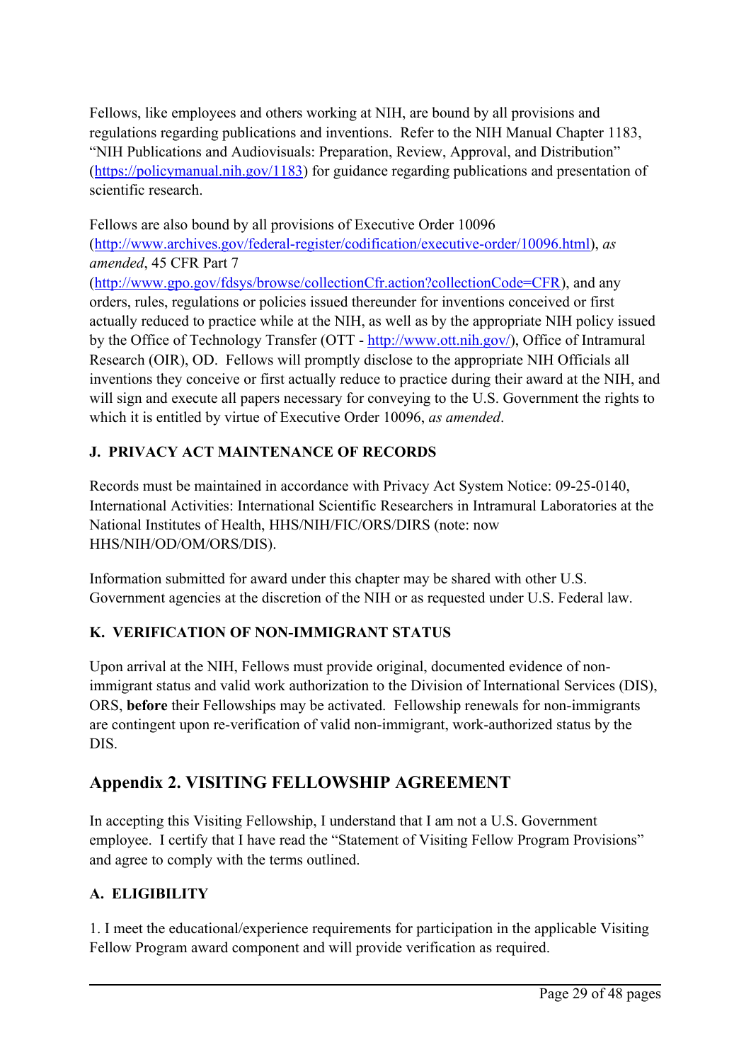Fellows, like employees and others working at NIH, are bound by all provisions and regulations regarding publications and inventions. Refer to the NIH Manual Chapter 1183, "NIH Publications and Audiovisuals: Preparation, Review, Approval, and Distribution" (https://policymanual.nih.gov/1183) for guidance regarding publications and presentation of scientific research.

Fellows are also bound by all provisions of Executive Order 10096 (http://www.archives.gov/federal-register/codification/executive-order/10096.html), *as amended*, 45 CFR Part 7 (http://www.gpo.gov/fdsys/browse/collectionCfr.action?collectionCode=CFR), and any orders, rules, regulations or policies issued thereunder for inventions conceived or first actually reduced to practice while at the NIH, as well as by the appropriate NIH policy issued by the Office of Technology Transfer (OTT - http://www.ott.nih.gov/), Office of Intramural Research (OIR), OD. Fellows will promptly disclose to the appropriate NIH Officials all inventions they conceive or first actually reduce to practice during their award at the NIH, and will sign and execute all papers necessary for conveying to the U.S. Government the rights to which it is entitled by virtue of Executive Order 10096, *as amended*.

### J. PRIVACY ACT MAINTENANCE OF RECORDS

Records must be maintained in accordance with Privacy Act System Notice: 09-25-0140, International Activities: International Scientific Researchers in Intramural Laboratories at the National Institutes of Health, HHS/NIH/FIC/ORS/DIRS (note: now HHS/NIH/OD/OM/ORS/DIS).

Information submitted for award under this chapter may be shared with other U.S. Government agencies at the discretion of the NIH or as requested under U.S. Federal law.

### K. VERIFICATION OF NON-IMMIGRANT STATUS

Upon arrival at the NIH, Fellows must provide original, documented evidence of non-immigrant status and valid work authorization to the Division of International Services (DIS), ORS, **before** their Fellowships may be activated. Fellowship renewals for non-immigrants are contingent upon re-verification of valid non-immigrant, work-authorized status by the DIS.

## Appendix 2. VISITING FELLOWSHIP AGREEMENT

In accepting this Visiting Fellowship, I understand that I am not a U.S. Government employee. I certify that I have read the "Statement of Visiting Fellow Program Provisions" and agree to comply with the terms outlined.

### A. ELIGIBILITY

1. I meet the educational/experience requirements for participation in the applicable Visiting Fellow Program award component and will provide verification as required.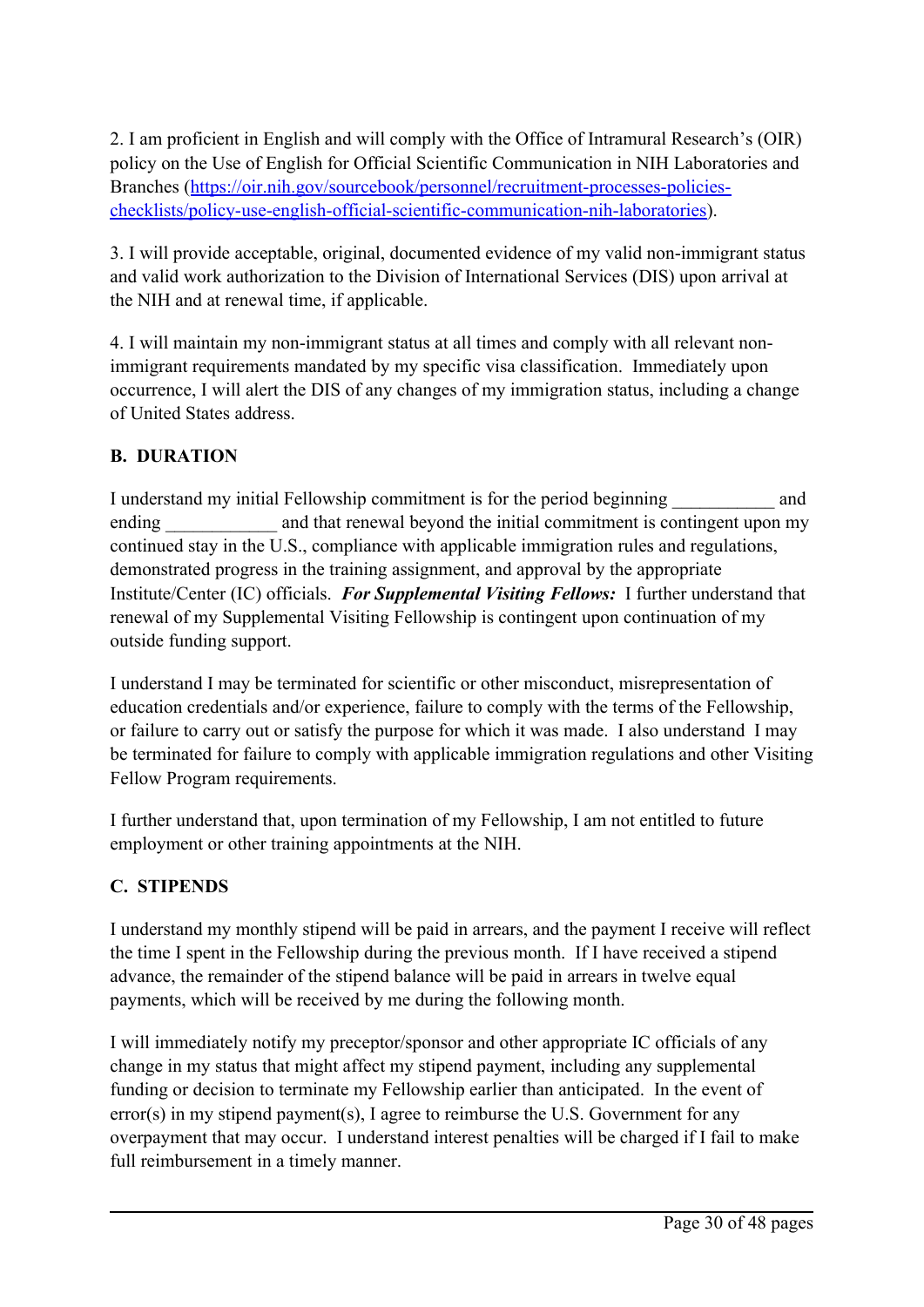2. I am proficient in English and will comply with the Office of Intramural Research's (OIR) policy on the Use of English for Official Scientific Communication in NIH Laboratories and Branches ([https://oir.nih.gov/sourcebook/personnel/recruitment-processes-policies-checklists/policy-use-english-official-scientific-communication-nih-laboratories](https://oir.nih.gov/sourcebook/personnel/recruitment-processes-policies-checklists/policy-use-english-official-scientific-communication-nih-laboratories)).

3. I will provide acceptable, original, documented evidence of my valid non-immigrant status and valid work authorization to the Division of International Services (DIS) upon arrival at the NIH and at renewal time, if applicable.

4. I will maintain my non-immigrant status at all times and comply with all relevant non-immigrant requirements mandated by my specific visa classification. Immediately upon occurrence, I will alert the DIS of any changes of my immigration status, including a change of United States address.

### B. DURATION

I understand my initial Fellowship commitment is for the period beginning ___________ and ending ____________ and that renewal beyond the initial commitment is contingent upon my continued stay in the U.S., compliance with applicable immigration rules and regulations, demonstrated progress in the training assignment, and approval by the appropriate Institute/Center (IC) officials. ***For Supplemental Visiting Fellows:*** I further understand that renewal of my Supplemental Visiting Fellowship is contingent upon continuation of my outside funding support.

I understand I may be terminated for scientific or other misconduct, misrepresentation of education credentials and/or experience, failure to comply with the terms of the Fellowship, or failure to carry out or satisfy the purpose for which it was made. I also understand I may be terminated for failure to comply with applicable immigration regulations and other Visiting Fellow Program requirements.

I further understand that, upon termination of my Fellowship, I am not entitled to future employment or other training appointments at the NIH.

### C. STIPENDS

I understand my monthly stipend will be paid in arrears, and the payment I receive will reflect the time I spent in the Fellowship during the previous month. If I have received a stipend advance, the remainder of the stipend balance will be paid in arrears in twelve equal payments, which will be received by me during the following month.

I will immediately notify my preceptor/sponsor and other appropriate IC officials of any change in my status that might affect my stipend payment, including any supplemental funding or decision to terminate my Fellowship earlier than anticipated. In the event of error(s) in my stipend payment(s), I agree to reimburse the U.S. Government for any overpayment that may occur. I understand interest penalties will be charged if I fail to make full reimbursement in a timely manner.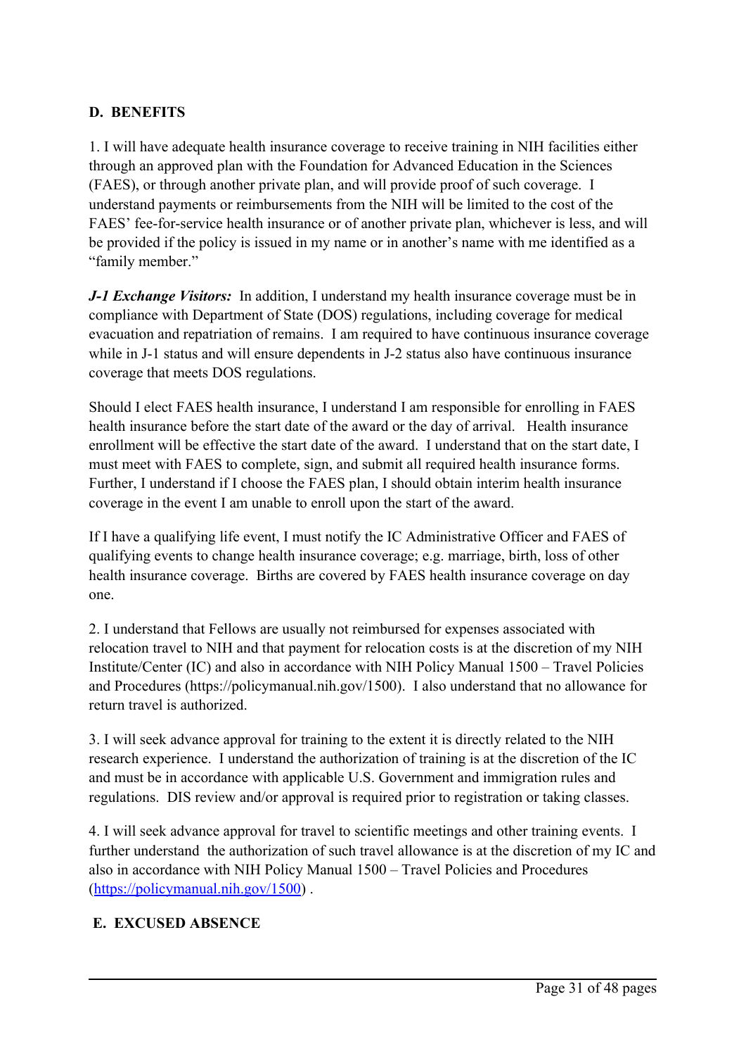## D. BENEFITS

1. I will have adequate health insurance coverage to receive training in NIH facilities either through an approved plan with the Foundation for Advanced Education in the Sciences (FAES), or through another private plan, and will provide proof of such coverage. I understand payments or reimbursements from the NIH will be limited to the cost of the FAES' fee-for-service health insurance or of another private plan, whichever is less, and will be provided if the policy is issued in my name or in another's name with me identified as a "family member."

***J-1 Exchange Visitors:*** In addition, I understand my health insurance coverage must be in compliance with Department of State (DOS) regulations, including coverage for medical evacuation and repatriation of remains. I am required to have continuous insurance coverage while in J-1 status and will ensure dependents in J-2 status also have continuous insurance coverage that meets DOS regulations.

Should I elect FAES health insurance, I understand I am responsible for enrolling in FAES health insurance before the start date of the award or the day of arrival. Health insurance enrollment will be effective the start date of the award. I understand that on the start date, I must meet with FAES to complete, sign, and submit all required health insurance forms. Further, I understand if I choose the FAES plan, I should obtain interim health insurance coverage in the event I am unable to enroll upon the start of the award.

If I have a qualifying life event, I must notify the IC Administrative Officer and FAES of qualifying events to change health insurance coverage; e.g. marriage, birth, loss of other health insurance coverage. Births are covered by FAES health insurance coverage on day one.

2. I understand that Fellows are usually not reimbursed for expenses associated with relocation travel to NIH and that payment for relocation costs is at the discretion of my NIH Institute/Center (IC) and also in accordance with NIH Policy Manual 1500 – Travel Policies and Procedures (https://policymanual.nih.gov/1500). I also understand that no allowance for return travel is authorized.

3. I will seek advance approval for training to the extent it is directly related to the NIH research experience. I understand the authorization of training is at the discretion of the IC and must be in accordance with applicable U.S. Government and immigration rules and regulations. DIS review and/or approval is required prior to registration or taking classes.

4. I will seek advance approval for travel to scientific meetings and other training events. I further understand the authorization of such travel allowance is at the discretion of my IC and also in accordance with NIH Policy Manual 1500 – Travel Policies and Procedures ([https://policymanual.nih.gov/1500](https://policymanual.nih.gov/1500)) .

## E. EXCUSED ABSENCE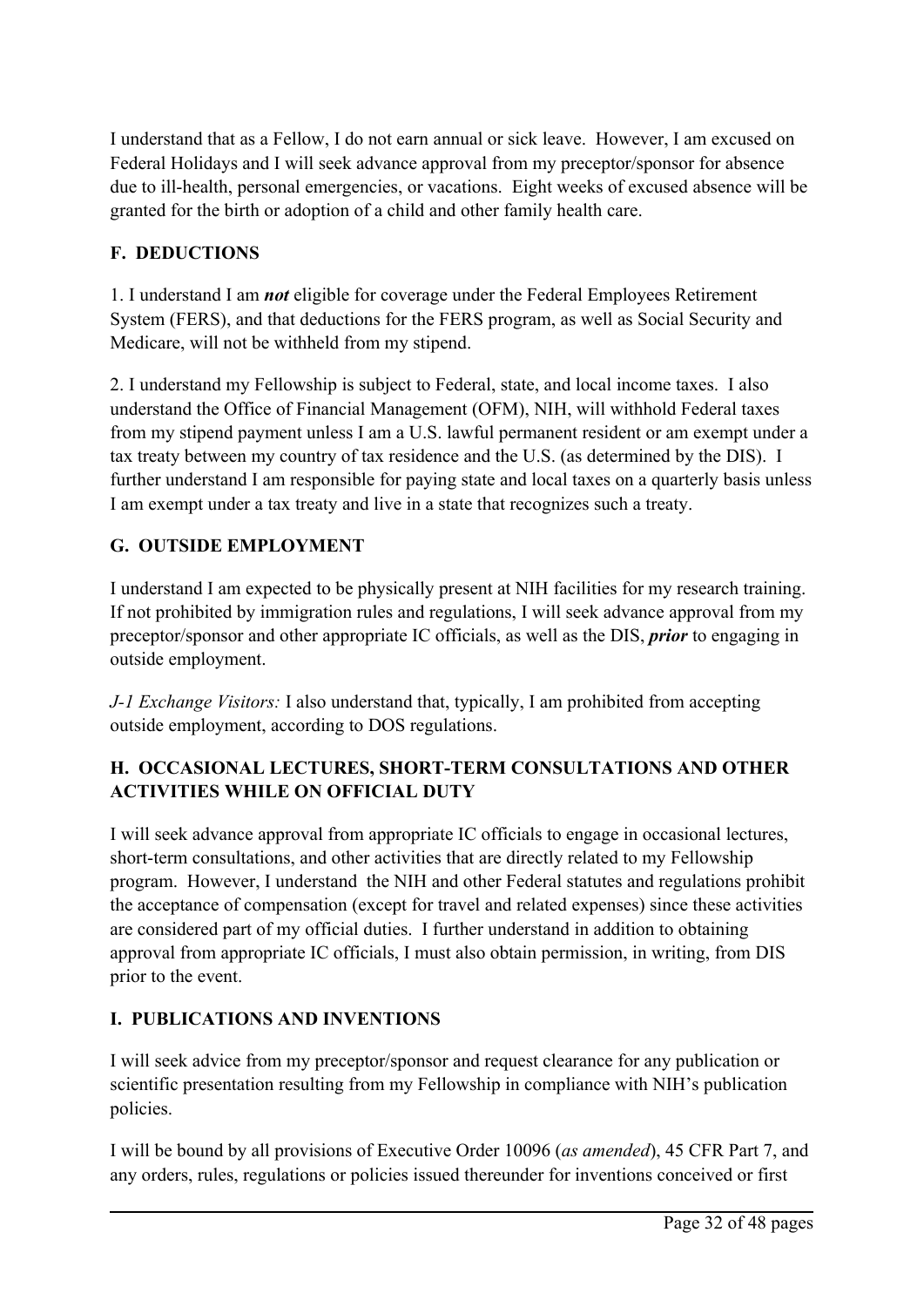I understand that as a Fellow, I do not earn annual or sick leave. However, I am excused on Federal Holidays and I will seek advance approval from my preceptor/sponsor for absence due to ill-health, personal emergencies, or vacations. Eight weeks of excused absence will be granted for the birth or adoption of a child and other family health care.

## F. DEDUCTIONS

1. I understand I am ***not*** eligible for coverage under the Federal Employees Retirement System (FERS), and that deductions for the FERS program, as well as Social Security and Medicare, will not be withheld from my stipend.

2. I understand my Fellowship is subject to Federal, state, and local income taxes. I also understand the Office of Financial Management (OFM), NIH, will withhold Federal taxes from my stipend payment unless I am a U.S. lawful permanent resident or am exempt under a tax treaty between my country of tax residence and the U.S. (as determined by the DIS). I further understand I am responsible for paying state and local taxes on a quarterly basis unless I am exempt under a tax treaty and live in a state that recognizes such a treaty.

## G. OUTSIDE EMPLOYMENT

I understand I am expected to be physically present at NIH facilities for my research training. If not prohibited by immigration rules and regulations, I will seek advance approval from my preceptor/sponsor and other appropriate IC officials, as well as the DIS, ***prior*** to engaging in outside employment.

*J-1 Exchange Visitors:* I also understand that, typically, I am prohibited from accepting outside employment, according to DOS regulations.

## H. OCCASIONAL LECTURES, SHORT-TERM CONSULTATIONS AND OTHER ACTIVITIES WHILE ON OFFICIAL DUTY

I will seek advance approval from appropriate IC officials to engage in occasional lectures, short-term consultations, and other activities that are directly related to my Fellowship program. However, I understand the NIH and other Federal statutes and regulations prohibit the acceptance of compensation (except for travel and related expenses) since these activities are considered part of my official duties. I further understand in addition to obtaining approval from appropriate IC officials, I must also obtain permission, in writing, from DIS prior to the event.

## I. PUBLICATIONS AND INVENTIONS

I will seek advice from my preceptor/sponsor and request clearance for any publication or scientific presentation resulting from my Fellowship in compliance with NIH's publication policies.

I will be bound by all provisions of Executive Order 10096 (*as amended*), 45 CFR Part 7, and any orders, rules, regulations or policies issued thereunder for inventions conceived or first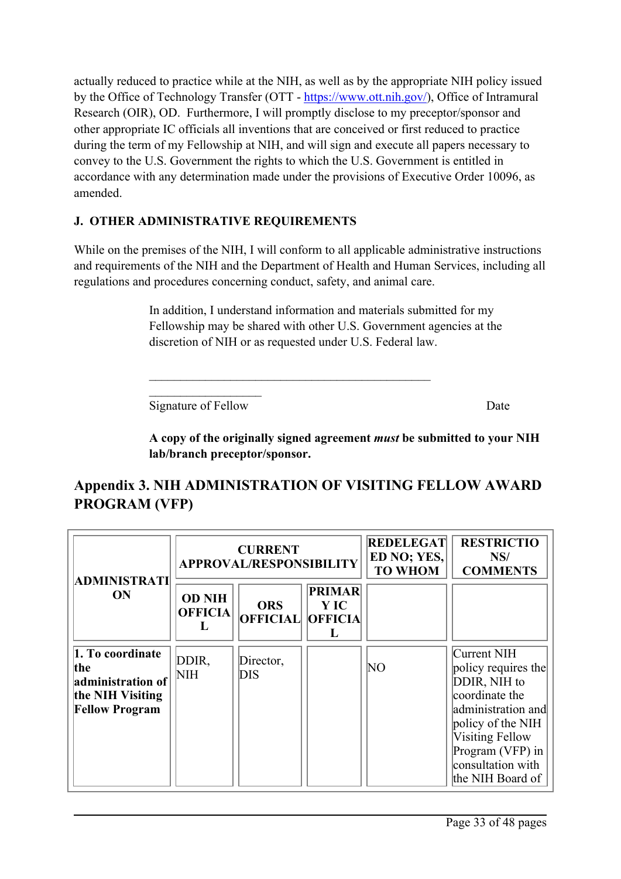actually reduced to practice while at the NIH, as well as by the appropriate NIH policy issued by the Office of Technology Transfer (OTT - https://www.ott.nih.gov/), Office of Intramural Research (OIR), OD. Furthermore, I will promptly disclose to my preceptor/sponsor and other appropriate IC officials all inventions that are conceived or first reduced to practice during the term of my Fellowship at NIH, and will sign and execute all papers necessary to convey to the U.S. Government the rights to which the U.S. Government is entitled in accordance with any determination made under the provisions of Executive Order 10096, as amended.

**J. OTHER ADMINISTRATIVE REQUIREMENTS**

While on the premises of the NIH, I will conform to all applicable administrative instructions and requirements of the NIH and the Department of Health and Human Services, including all regulations and procedures concerning conduct, safety, and animal care.

In addition, I understand information and materials submitted for my Fellowship may be shared with other U.S. Government agencies at the discretion of NIH or as requested under U.S. Federal law.

_______________________________________________
__________________

Signature of Fellow Date

**A copy of the originally signed agreement *must* be submitted to your NIH lab/branch preceptor/sponsor.**

## Appendix 3. NIH ADMINISTRATION OF VISITING FELLOW AWARD PROGRAM (VFP)

| ADMINISTRATION | CURRENT APPROVAL/RESPONSIBILITY | | | REDELEGATED NO; YES, TO WHOM | RESTRICTIONS/ COMMENTS |
|---|---|---|---|---|---|
| | OD NIH OFFICIAL | ORS OFFICIAL | PRIMARY IC OFFICIAL | | |
| **1. To coordinate the administration of the NIH Visiting Fellow Program** | DDIR, NIH | Director, DIS | | NO | Current NIH policy requires the DDIR, NIH to coordinate the administration and policy of the NIH Visiting Fellow Program (VFP) in consultation with the NIH Board of |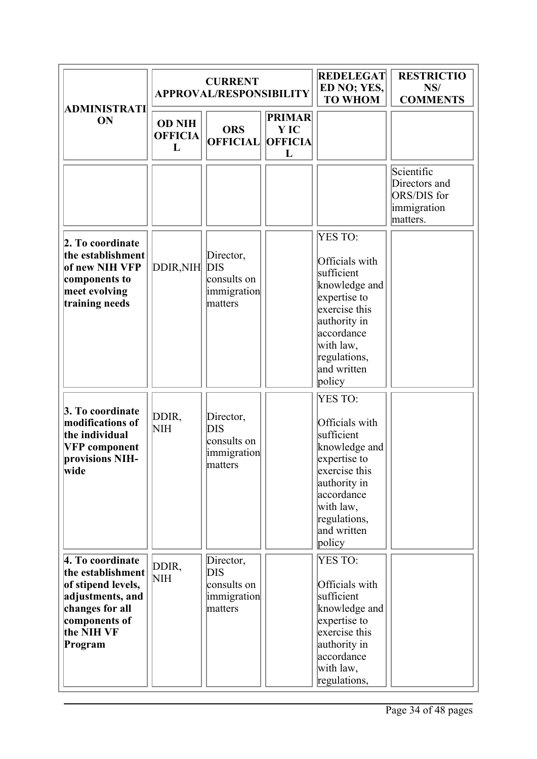| ADMINISTRATION | CURRENT APPROVAL/RESPONSIBILITY | | | REDELEGATED NO; YES, TO WHOM | RESTRICTIONS/ COMMENTS |
|---|---|---|---|---|---|
| | OD NIH OFFICIAL | ORS OFFICIAL | PRIMARY IC OFFICIAL | | |
| | | | | | Scientific Directors and ORS/DIS for immigration matters. |
| **2. To coordinate the establishment of new NIH VFP components to meet evolving training needs** | DDIR,NIH | Director, DIS consults on immigration matters | | YES TO: Officials with sufficient knowledge and expertise to exercise this authority in accordance with law, regulations, and written policy | |
| **3. To coordinate modifications of the individual VFP component provisions NIH-wide** | DDIR, NIH | Director, DIS consults on immigration matters | | YES TO: Officials with sufficient knowledge and expertise to exercise this authority in accordance with law, regulations, and written policy | |
| **4. To coordinate the establishment of stipend levels, adjustments, and changes for all components of the NIH VF Program** | DDIR, NIH | Director, DIS consults on immigration matters | | YES TO: Officials with sufficient knowledge and expertise to exercise this authority in accordance with law, regulations, | |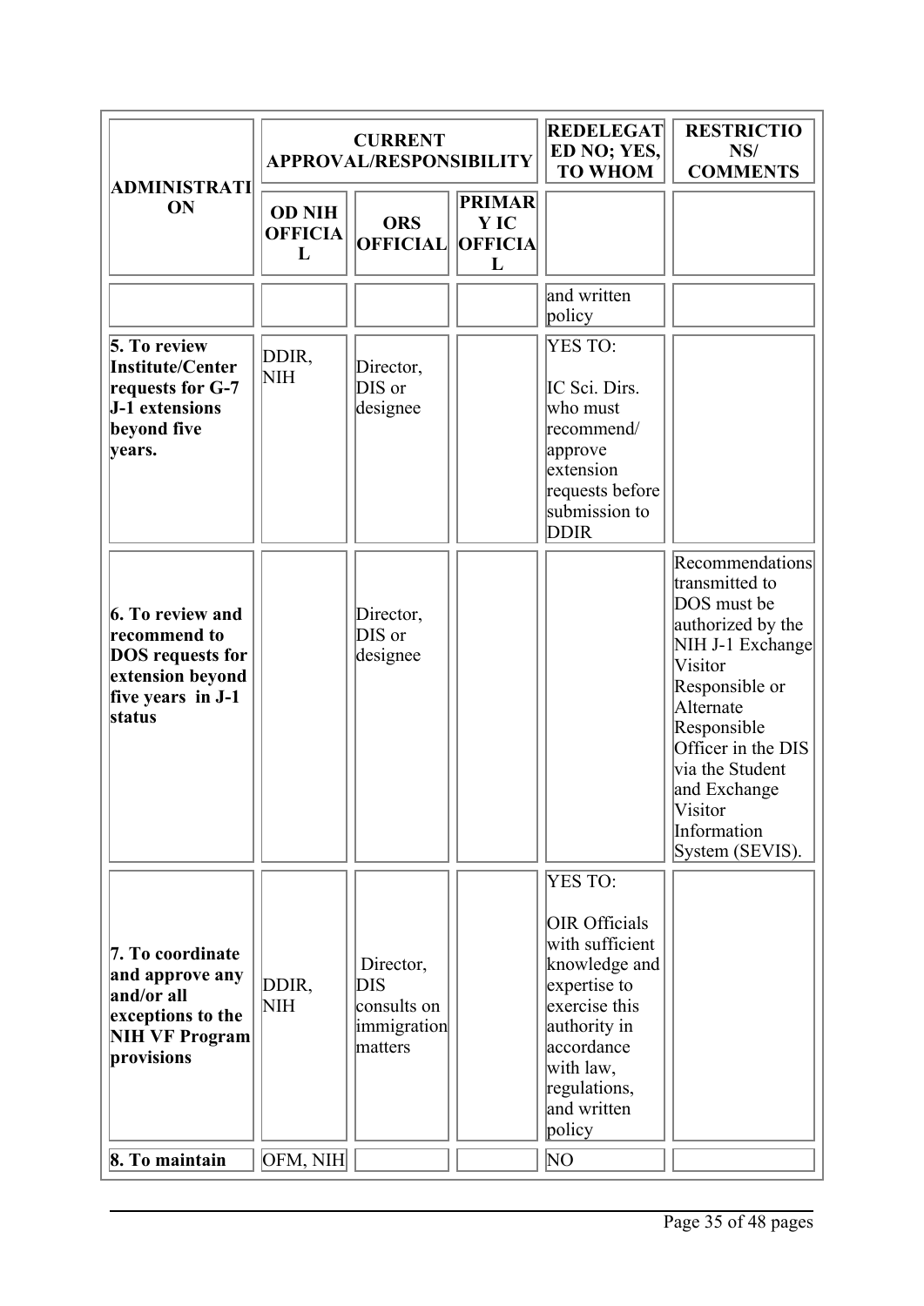| ADMINISTRATION | CURRENT APPROVAL/RESPONSIBILITY | | | REDELEGATED NO; YES, TO WHOM | RESTRICTIONS/ COMMENTS |
|---|---|---|---|---|---|
| | OD NIH OFFICIAL | ORS OFFICIAL | PRIMARY IC OFFICIAL | | |
| | | | | and written policy | |
| **5. To review Institute/Center requests for G-7 J-1 extensions beyond five years.** | DDIR, NIH | Director, DIS or designee | | YES TO: IC Sci. Dirs. who must recommend/ approve extension requests before submission to DDIR | |
| **6. To review and recommend to DOS requests for extension beyond five years in J-1 status** | | Director, DIS or designee | | | Recommendations transmitted to DOS must be authorized by the NIH J-1 Exchange Visitor Responsible or Alternate Responsible Officer in the DIS via the Student and Exchange Visitor Information System (SEVIS). |
| **7. To coordinate and approve any and/or all exceptions to the NIH VF Program provisions** | DDIR, NIH | Director, DIS consults on immigration matters | | YES TO: OIR Officials with sufficient knowledge and expertise to exercise this authority in accordance with law, regulations, and written policy | |
| **8. To maintain** | OFM, NIH | | | NO | |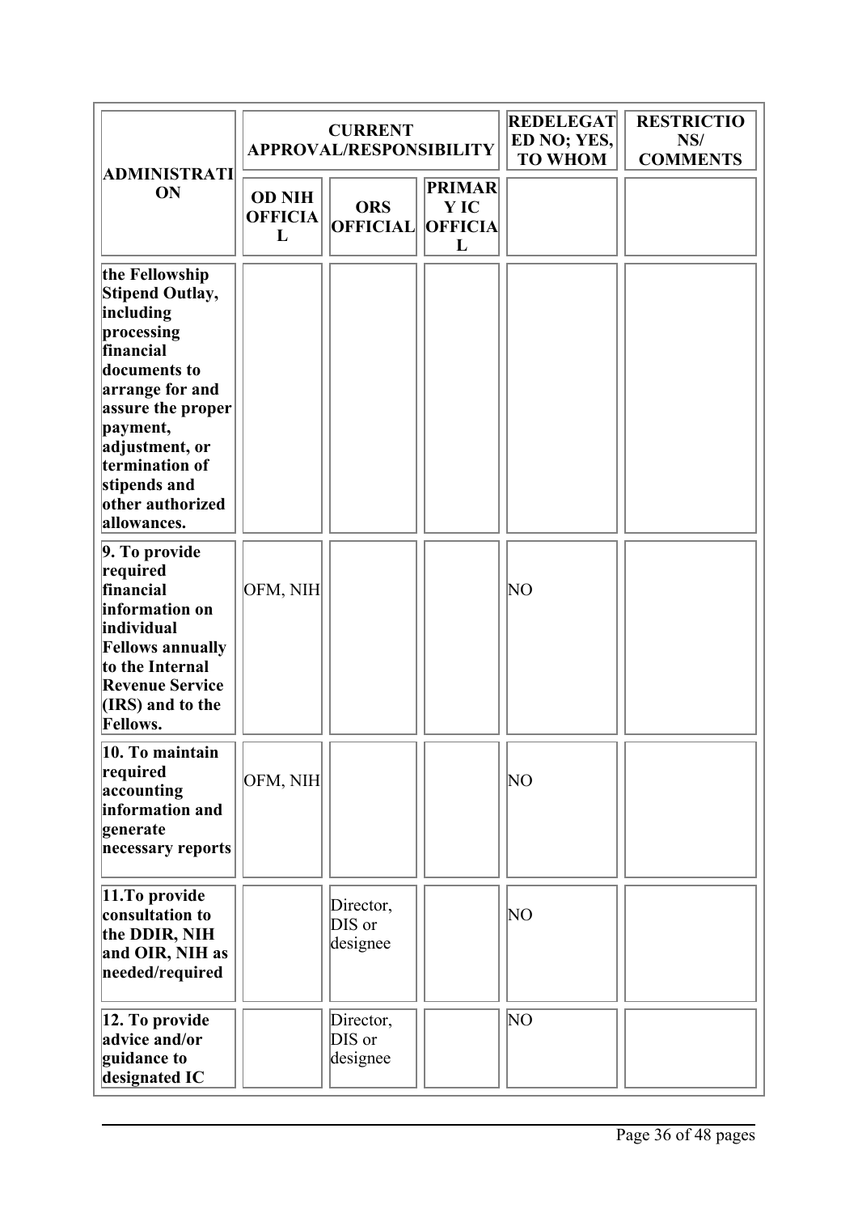| ADMINISTRATION | CURRENT APPROVAL/RESPONSIBILITY | | | REDELEGATED NO; YES, TO WHOM | RESTRICTIONS/ COMMENTS |
|---|---|---|---|---|---|
| | OD NIH OFFICIAL | ORS OFFICIAL | PRIMARY IC OFFICIAL | | |
| **the Fellowship Stipend Outlay, including processing financial documents to arrange for and assure the proper payment, adjustment, or termination of stipends and other authorized allowances.** | | | | | |
| **9. To provide required financial information on individual Fellows annually to the Internal Revenue Service (IRS) and to the Fellows.** | OFM, NIH | | | NO | |
| **10. To maintain required accounting information and generate necessary reports** | OFM, NIH | | | NO | |
| **11.To provide consultation to the DDIR, NIH and OIR, NIH as needed/required** | | Director, DIS or designee | | NO | |
| **12. To provide advice and/or guidance to designated IC** | | Director, DIS or designee | | NO | |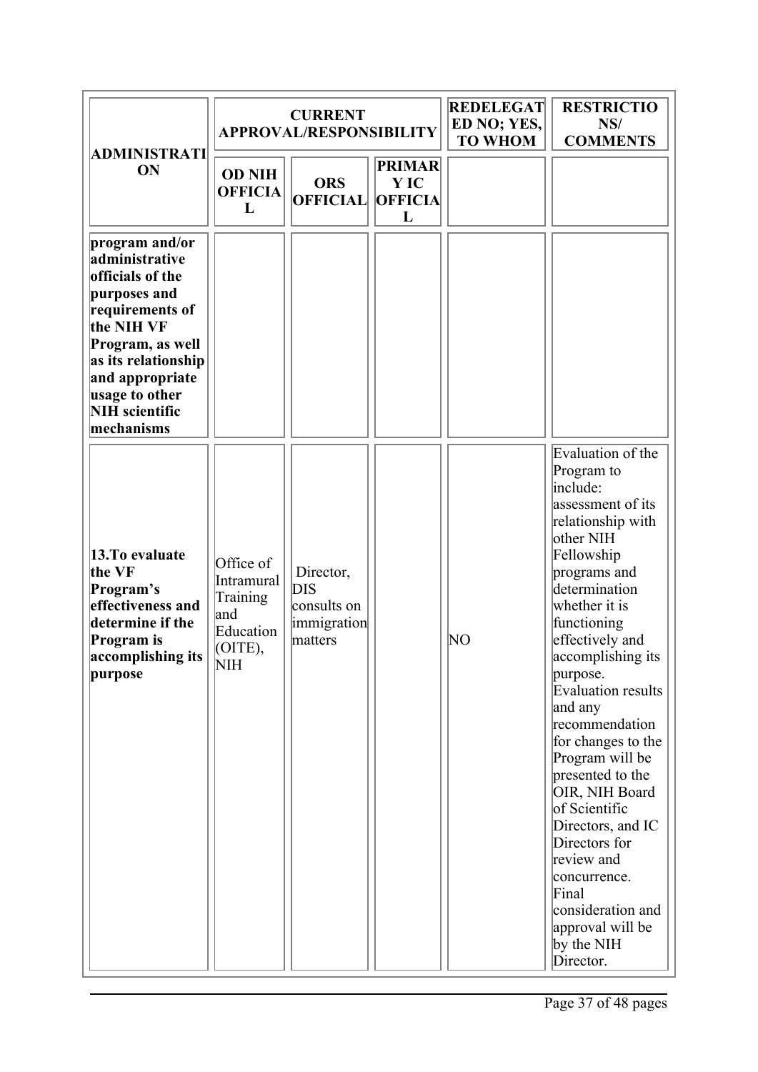| ADMINISTRATION | CURRENT APPROVAL/RESPONSIBILITY | | | REDELEGATED NO; YES, TO WHOM | RESTRICTIONS/ COMMENTS |
|---|---|---|---|---|---|
| | **OD NIH OFFICIAL** | **ORS OFFICIAL** | **PRIMARY IC OFFICIAL** | | |
| **program and/or administrative officials of the purposes and requirements of the NIH VF Program, as well as its relationship and appropriate usage to other NIH scientific mechanisms** | | | | | |
| **13.To evaluate the VF Program's effectiveness and determine if the Program is accomplishing its purpose** | Office of Intramural Training and Education (OITE), NIH | Director, DIS consults on immigration matters | | NO | Evaluation of the Program to include: assessment of its relationship with other NIH Fellowship programs and determination whether it is functioning effectively and accomplishing its purpose. Evaluation results and any recommendation for changes to the Program will be presented to the OIR, NIH Board of Scientific Directors, and IC Directors for review and concurrence. Final consideration and approval will be by the NIH Director. |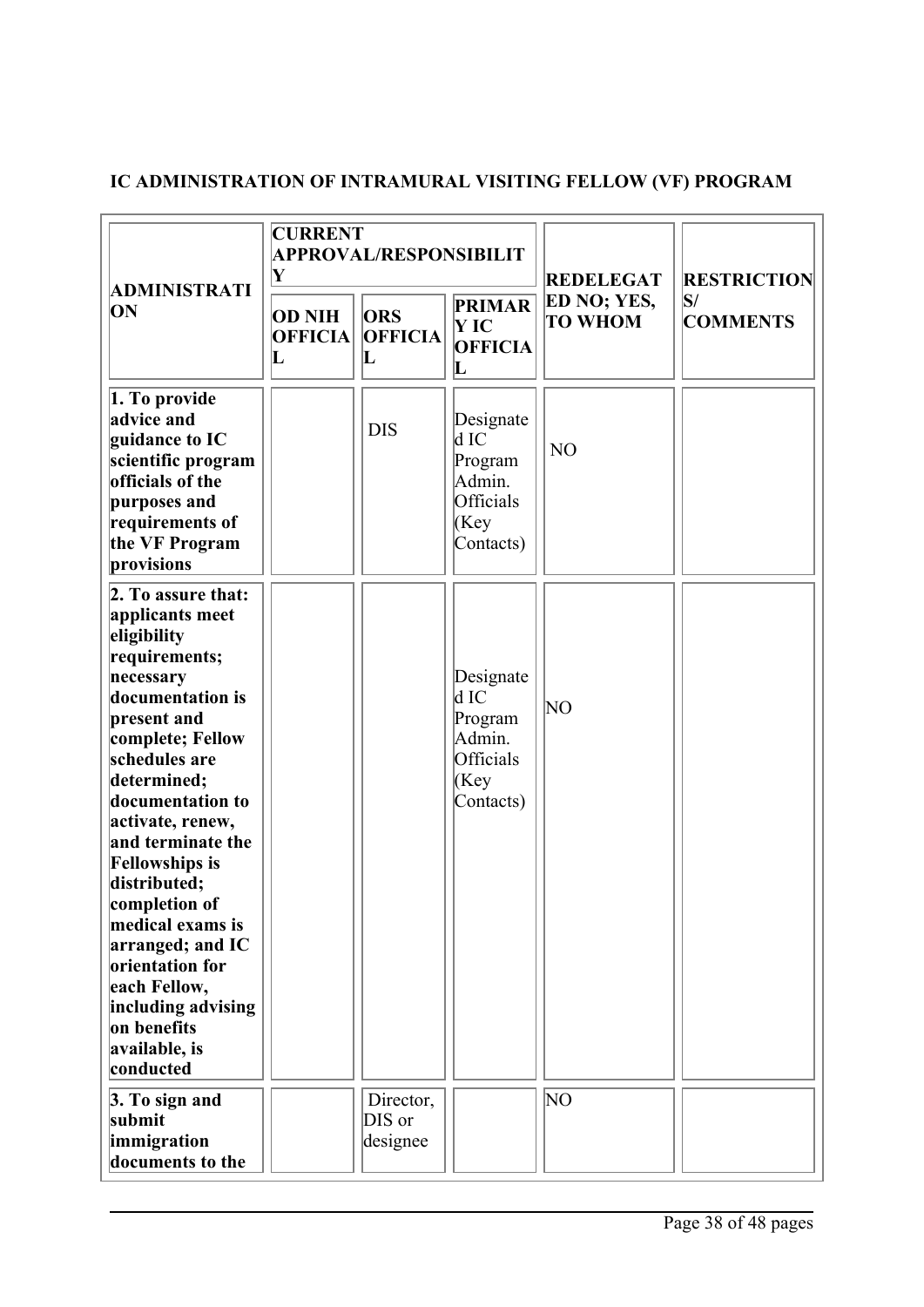**IC ADMINISTRATION OF INTRAMURAL VISITING FELLOW (VF) PROGRAM**

| ADMINISTRATION | CURRENT APPROVAL/RESPONSIBILITY | | | REDELEGATED NO; YES, TO WHOM | RESTRICTIONS/ COMMENTS |
|---|---|---|---|---|---|
| | OD NIH OFFICIAL | ORS OFFICIAL | PRIMARY IC OFFICIAL | | |
| **1. To provide advice and guidance to IC scientific program officials of the purposes and requirements of the VF Program provisions** | | DIS | Designated IC Program Admin. Officials (Key Contacts) | NO | |
| **2. To assure that: applicants meet eligibility requirements; necessary documentation is present and complete; Fellow schedules are determined; documentation to activate, renew, and terminate the Fellowships is distributed; completion of medical exams is arranged; and IC orientation for each Fellow, including advising on benefits available, is conducted** | | | Designated IC Program Admin. Officials (Key Contacts) | NO | |
| **3. To sign and submit immigration documents to the** | | Director, DIS or designee | | NO | |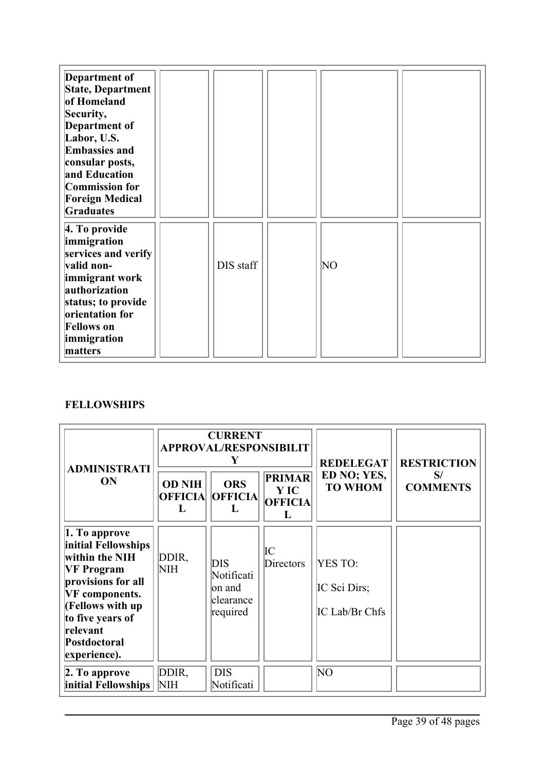| | | | | | |
|---|---|---|---|---|---|
| **Department of State, Department of Homeland Security, Department of Labor, U.S. Embassies and consular posts, and Education Commission for Foreign Medical Graduates** | | | | | |
| **4. To provide immigration services and verify valid non-immigrant work authorization status; to provide orientation for Fellows on immigration matters** | | DIS staff | | NO | |

**FELLOWSHIPS**

| ADMINISTRATION | CURRENT APPROVAL/RESPONSIBILITY | | | REDELEGATED NO; YES, TO WHOM | RESTRICTIONS/ COMMENTS |
|---|---|---|---|---|---|
| | OD NIH OFFICIAL | ORS OFFICIAL | PRIMARY IC OFFICIAL | | |
| **1. To approve initial Fellowships within the NIH VF Program provisions for all VF components. (Fellows with up to five years of relevant Postdoctoral experience).** | DDIR, NIH | DIS Notification and clearance required | IC Directors | YES TO: IC Sci Dirs; IC Lab/Br Chfs | |
| **2. To approve initial Fellowships** | DDIR, NIH | DIS Notificati | | NO | |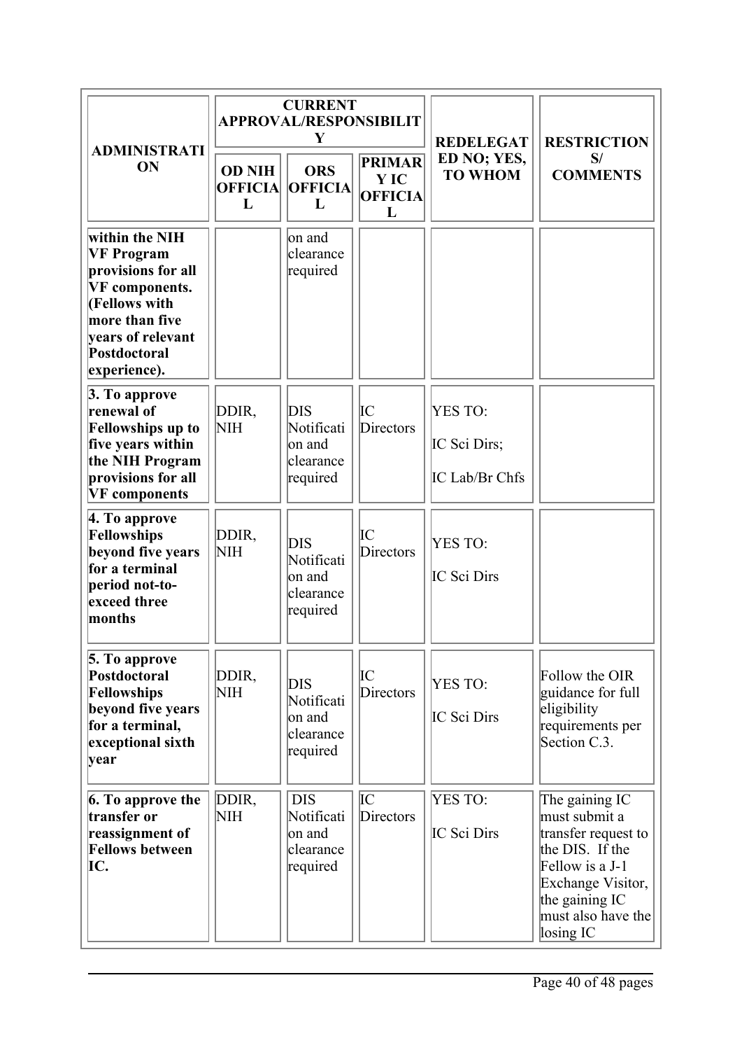| ADMINISTRATION | CURRENT APPROVAL/RESPONSIBILITY | | | REDELEGATED NO; YES, TO WHOM | RESTRICTIONS/ COMMENTS |
|---|---|---|---|---|---|
| | OD NIH OFFICIAL | ORS OFFICIAL | PRIMARY IC OFFICIAL | | |
| **within the NIH VF Program provisions for all VF components. (Fellows with more than five years of relevant Postdoctoral experience).** | | on and clearance required | | | |
| **3. To approve renewal of Fellowships up to five years within the NIH Program provisions for all VF components** | DDIR, NIH | DIS Notification and clearance required | IC Directors | YES TO: IC Sci Dirs; IC Lab/Br Chfs | |
| **4. To approve Fellowships beyond five years for a terminal period not-to-exceed three months** | DDIR, NIH | DIS Notification and clearance required | IC Directors | YES TO: IC Sci Dirs | |
| **5. To approve Postdoctoral Fellowships beyond five years for a terminal, exceptional sixth year** | DDIR, NIH | DIS Notification and clearance required | IC Directors | YES TO: IC Sci Dirs | Follow the OIR guidance for full eligibility requirements per Section C.3. |
| **6. To approve the transfer or reassignment of Fellows between IC.** | DDIR, NIH | DIS Notification and clearance required | IC Directors | YES TO: IC Sci Dirs | The gaining IC must submit a transfer request to the DIS. If the Fellow is a J-1 Exchange Visitor, the gaining IC must also have the losing IC |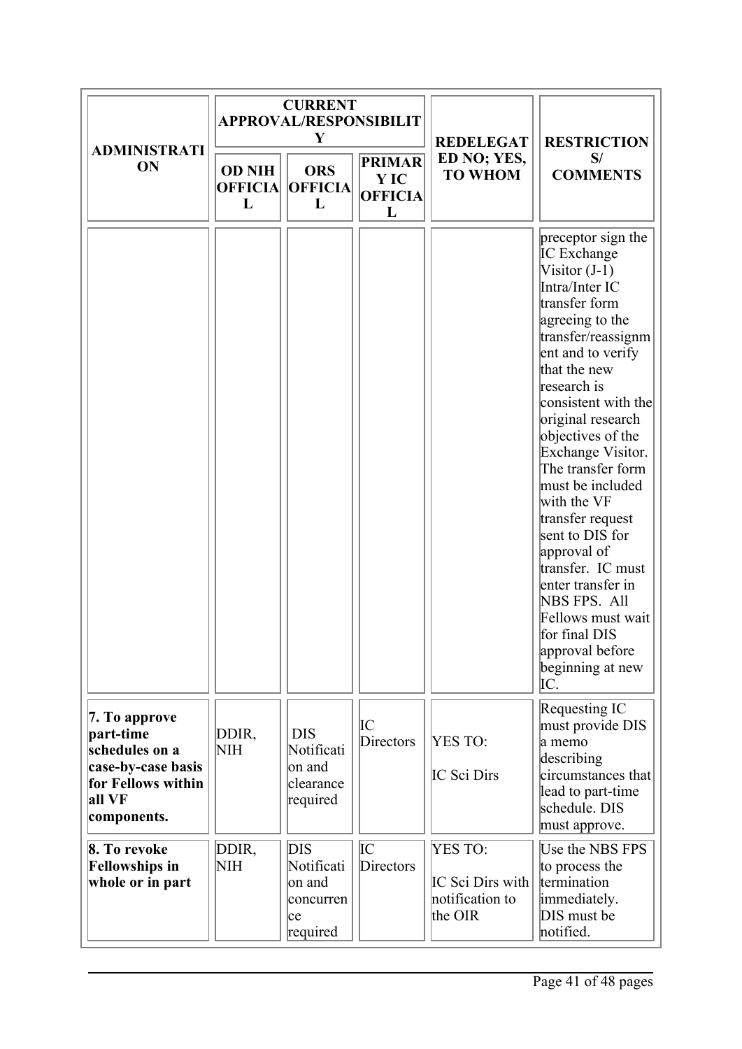| ADMINISTRATION | CURRENT APPROVAL/RESPONSIBILITY | | | REDELEGATED NO; YES, TO WHOM | RESTRICTIONS/ COMMENTS |
|---|---|---|---|---|---|
| | OD NIH OFFICIAL | ORS OFFICIAL | PRIMARY IC OFFICIAL | | |
| | | | | | preceptor sign the IC Exchange Visitor (J-1) Intra/Inter IC transfer form agreeing to the transfer/reassignment and to verify that the new research is consistent with the original research objectives of the Exchange Visitor. The transfer form must be included with the VF transfer request sent to DIS for approval of transfer. IC must enter transfer in NBS FPS. All Fellows must wait for final DIS approval before beginning at new IC. |
| **7. To approve part-time schedules on a case-by-case basis for Fellows within all VF components.** | DDIR, NIH | DIS Notification and clearance required | IC Directors | YES TO: IC Sci Dirs | Requesting IC must provide DIS a memo describing circumstances that lead to part-time schedule. DIS must approve. |
| **8. To revoke Fellowships in whole or in part** | DDIR, NIH | DIS Notification and concurrence required | IC Directors | YES TO: IC Sci Dirs with notification to the OIR | Use the NBS FPS to process the termination immediately. DIS must be notified. |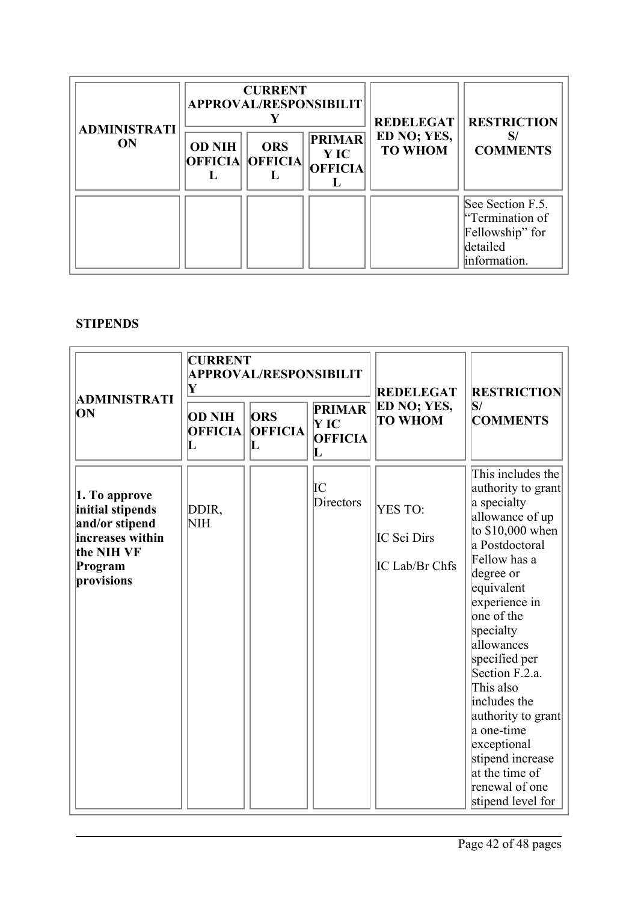| ADMINISTRATION | CURRENT APPROVAL/RESPONSIBILITY | | | REDELEGATED NO; YES, TO WHOM | RESTRICTIONS/ COMMENTS |
|---|---|---|---|---|---|
| | OD NIH OFFICIAL | ORS OFFICIAL | PRIMARY IC OFFICIAL | | |
| | | | | | See Section F.5. "Termination of Fellowship" for detailed information. |

**STIPENDS**

| ADMINISTRATION | CURRENT APPROVAL/RESPONSIBILITY | | | REDELEGATED NO; YES, TO WHOM | RESTRICTIONS/ COMMENTS |
|---|---|---|---|---|---|
| | OD NIH OFFICIAL | ORS OFFICIAL | PRIMARY IC OFFICIAL | | |
| **1. To approve initial stipends and/or stipend increases within the NIH VF Program provisions** | DDIR, NIH | | IC Directors | YES TO: IC Sci Dirs IC Lab/Br Chfs | This includes the authority to grant a specialty allowance of up to $10,000 when a Postdoctoral Fellow has a degree or equivalent experience in one of the specialty allowances specified per Section F.2.a. This also includes the authority to grant a one-time exceptional stipend increase at the time of renewal of one stipend level for |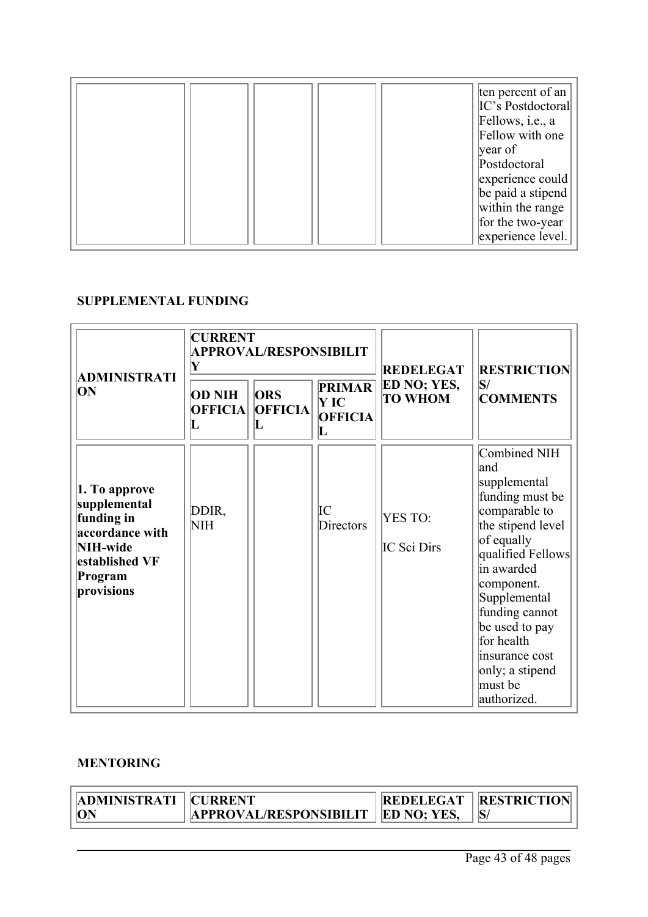| | | | | | ten percent of an IC's Postdoctoral Fellows, i.e., a Fellow with one year of Postdoctoral experience could be paid a stipend within the range for the two-year experience level. |
|---|---|---|---|---|---|

**SUPPLEMENTAL FUNDING**

| ADMINISTRATION | CURRENT APPROVAL/RESPONSIBILITY | | | REDELEGATED NO; YES, TO WHOM | RESTRICTIONS/ COMMENTS |
|---|---|---|---|---|---|
| | OD NIH OFFICIAL | ORS OFFICIAL | PRIMARY IC OFFICIAL | | |
| **1. To approve supplemental funding in accordance with NIH-wide established VF Program provisions** | DDIR, NIH | | IC Directors | YES TO: IC Sci Dirs | Combined NIH and supplemental funding must be comparable to the stipend level of equally qualified Fellows in awarded component. Supplemental funding cannot be used to pay for health insurance cost only; a stipend must be authorized. |

**MENTORING**

| ADMINISTRATION | CURRENT APPROVAL/RESPONSIBILIT | REDELEGATED NO; YES, | RESTRICTIONS/ |
|---|---|---|---|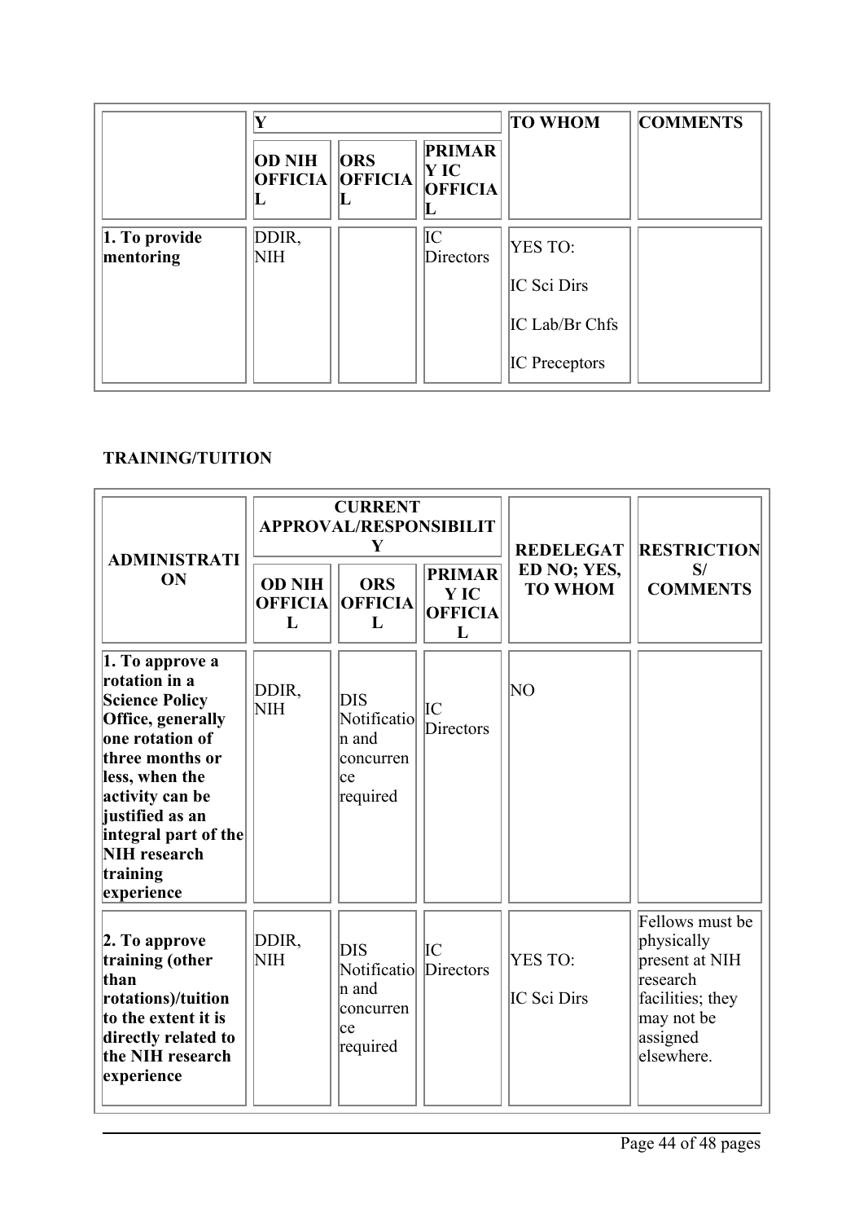| | Y | | | TO WHOM | COMMENTS |
|---|---|---|---|---|---|
| | OD NIH OFFICIAL | ORS OFFICIAL | PRIMARY IC OFFICIAL | | |
| **1. To provide mentoring** | DDIR, NIH | | IC Directors | YES TO:<br><br>IC Sci Dirs<br><br>IC Lab/Br Chfs<br><br>IC Preceptors | |

**TRAINING/TUITION**

| ADMINISTRATION | CURRENT APPROVAL/RESPONSIBILITY | | | REDELEGATED NO; YES, TO WHOM | RESTRICTIONS/ COMMENTS |
|---|---|---|---|---|---|
| | OD NIH OFFICIAL | ORS OFFICIAL | PRIMARY IC OFFICIAL | | |
| **1. To approve a rotation in a Science Policy Office, generally one rotation of three months or less, when the activity can be justified as an integral part of the NIH research training experience** | DDIR, NIH | DIS Notification and concurrence required | IC Directors | NO | |
| **2. To approve training (other than rotations)/tuition to the extent it is directly related to the NIH research experience** | DDIR, NIH | DIS Notification and concurrence required | IC Directors | YES TO:<br><br>IC Sci Dirs | Fellows must be physically present at NIH research facilities; they may not be assigned elsewhere. |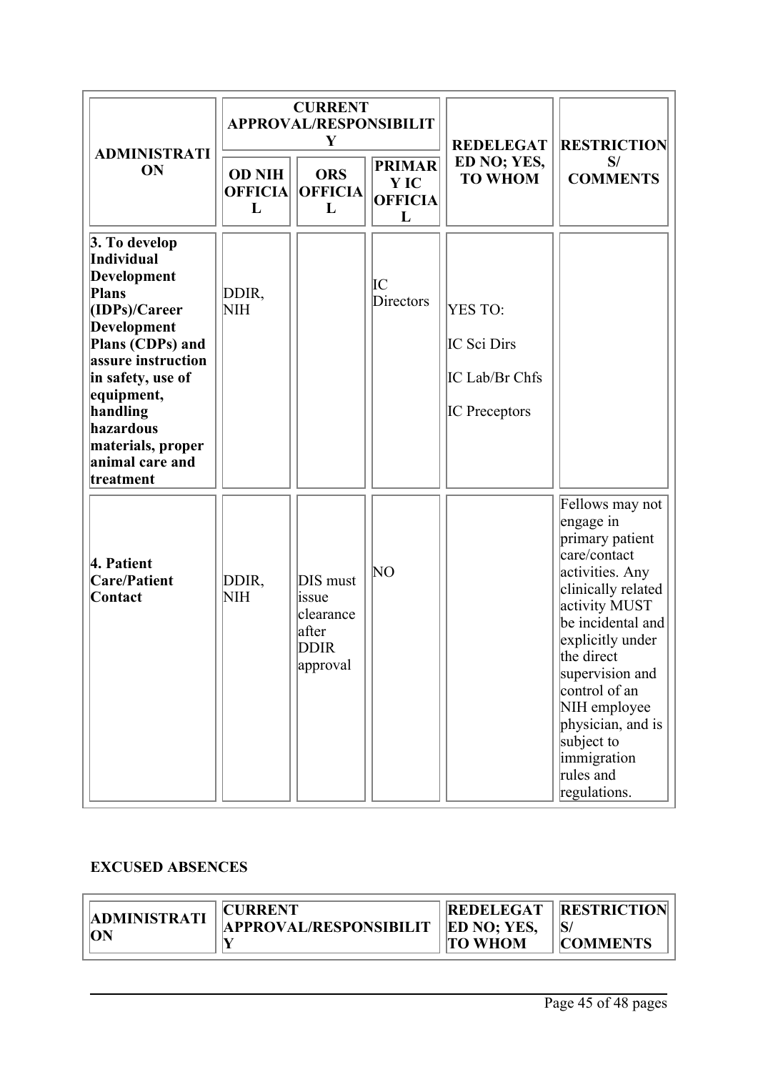| ADMINISTRATION | CURRENT APPROVAL/RESPONSIBILITY | | | REDELEGATED NO; YES, TO WHOM | RESTRICTIONS/ COMMENTS |
|---|---|---|---|---|---|
| | OD NIH OFFICIAL | ORS OFFICIAL | PRIMARY IC OFFICIAL | | |
| **3. To develop Individual Development Plans (IDPs)/Career Development Plans (CDPs) and assure instruction in safety, use of equipment, handling hazardous materials, proper animal care and treatment** | DDIR, NIH | | IC Directors | YES TO:<br>IC Sci Dirs<br>IC Lab/Br Chfs<br>IC Preceptors | |
| **4. Patient Care/Patient Contact** | DDIR, NIH | DIS must issue clearance after DDIR approval | NO | | Fellows may not engage in primary patient care/contact activities. Any clinically related activity MUST be incidental and explicitly under the direct supervision and control of an NIH employee physician, and is subject to immigration rules and regulations. |

**EXCUSED ABSENCES**

| ADMINISTRATION | CURRENT APPROVAL/RESPONSIBILITY | REDELEGATED NO; YES, TO WHOM | RESTRICTIONS/ COMMENTS |
|---|---|---|---|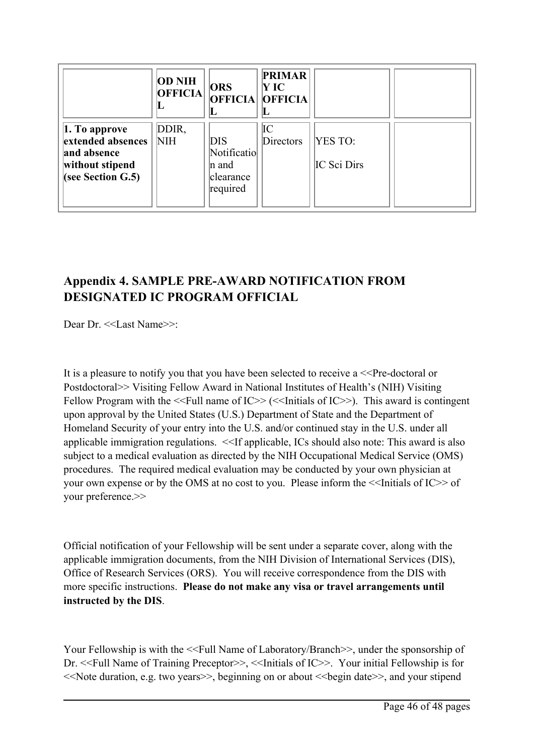| | **OD NIH OFFICIAL** | **ORS OFFICIAL** | **PRIMARY IC OFFICIAL** | | |
|---|---|---|---|---|---|
| **1. To approve extended absences and absence without stipend (see Section G.5)** | DDIR, NIH | DIS Notification and clearance required | IC Directors | YES TO: IC Sci Dirs | |

## Appendix 4. SAMPLE PRE-AWARD NOTIFICATION FROM DESIGNATED IC PROGRAM OFFICIAL

Dear Dr. <<Last Name>>:

It is a pleasure to notify you that you have been selected to receive a <<Pre-doctoral or Postdoctoral>> Visiting Fellow Award in National Institutes of Health's (NIH) Visiting Fellow Program with the <<Full name of IC>> (<<Initials of IC>>). This award is contingent upon approval by the United States (U.S.) Department of State and the Department of Homeland Security of your entry into the U.S. and/or continued stay in the U.S. under all applicable immigration regulations. <<If applicable, ICs should also note: This award is also subject to a medical evaluation as directed by the NIH Occupational Medical Service (OMS) procedures. The required medical evaluation may be conducted by your own physician at your own expense or by the OMS at no cost to you. Please inform the <<Initials of IC>> of your preference.>>

Official notification of your Fellowship will be sent under a separate cover, along with the applicable immigration documents, from the NIH Division of International Services (DIS), Office of Research Services (ORS). You will receive correspondence from the DIS with more specific instructions. **Please do not make any visa or travel arrangements until instructed by the DIS**.

Your Fellowship is with the <<Full Name of Laboratory/Branch>>, under the sponsorship of Dr. <<Full Name of Training Preceptor>>, <<Initials of IC>>. Your initial Fellowship is for <<Note duration, e.g. two years>>, beginning on or about <<begin date>>, and your stipend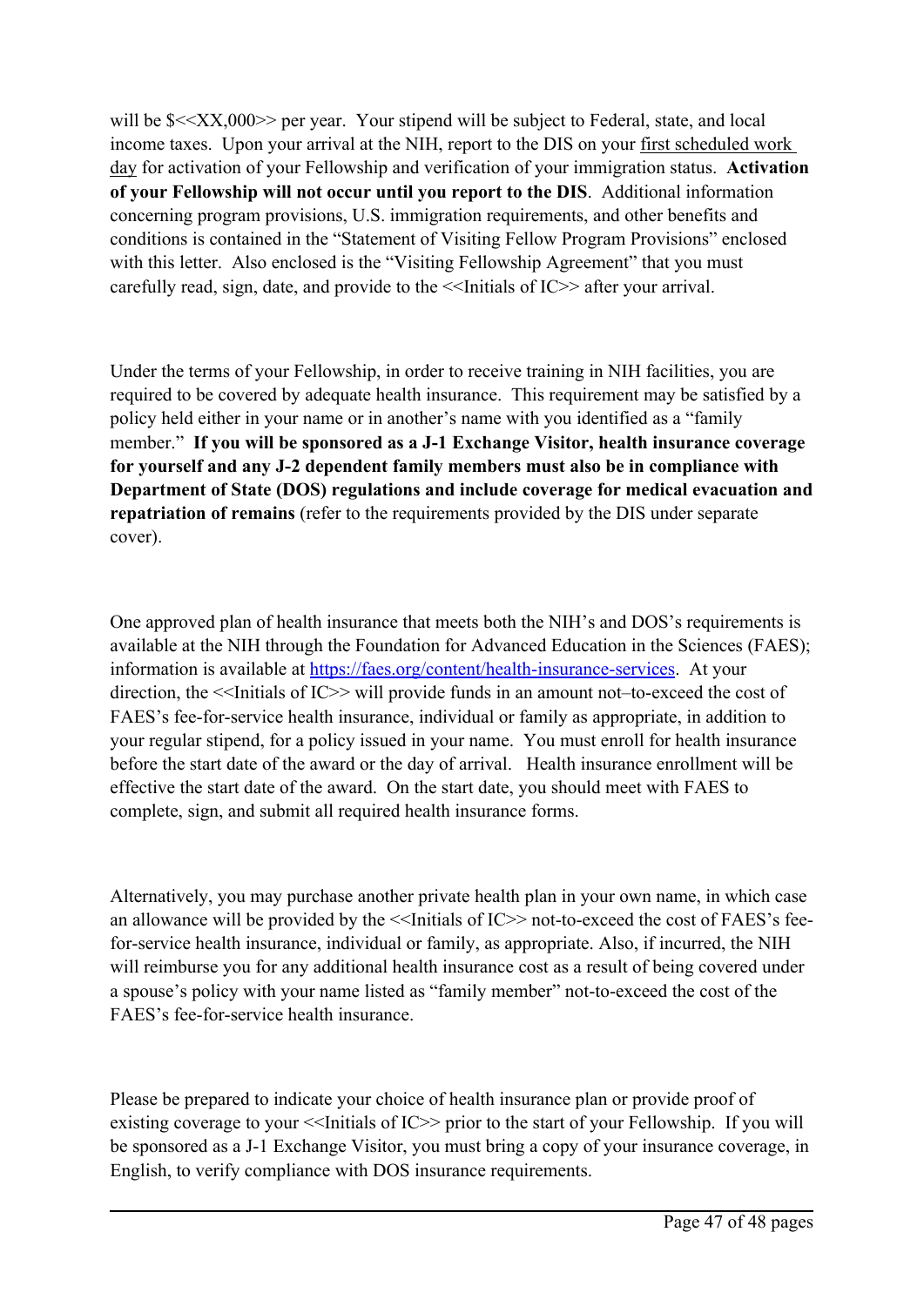will be $<<XX,000>> per year. Your stipend will be subject to Federal, state, and local income taxes. Upon your arrival at the NIH, report to the DIS on your first scheduled work day for activation of your Fellowship and verification of your immigration status. **Activation of your Fellowship will not occur until you report to the DIS**. Additional information concerning program provisions, U.S. immigration requirements, and other benefits and conditions is contained in the "Statement of Visiting Fellow Program Provisions" enclosed with this letter. Also enclosed is the "Visiting Fellowship Agreement" that you must carefully read, sign, date, and provide to the <<Initials of IC>> after your arrival.

Under the terms of your Fellowship, in order to receive training in NIH facilities, you are required to be covered by adequate health insurance. This requirement may be satisfied by a policy held either in your name or in another's name with you identified as a "family member." **If you will be sponsored as a J-1 Exchange Visitor, health insurance coverage for yourself and any J-2 dependent family members must also be in compliance with Department of State (DOS) regulations and include coverage for medical evacuation and repatriation of remains** (refer to the requirements provided by the DIS under separate cover).

One approved plan of health insurance that meets both the NIH's and DOS's requirements is available at the NIH through the Foundation for Advanced Education in the Sciences (FAES); information is available at https://faes.org/content/health-insurance-services. At your direction, the <<Initials of IC>> will provide funds in an amount not–to-exceed the cost of FAES's fee-for-service health insurance, individual or family as appropriate, in addition to your regular stipend, for a policy issued in your name. You must enroll for health insurance before the start date of the award or the day of arrival. Health insurance enrollment will be effective the start date of the award. On the start date, you should meet with FAES to complete, sign, and submit all required health insurance forms.

Alternatively, you may purchase another private health plan in your own name, in which case an allowance will be provided by the <<Initials of IC>> not-to-exceed the cost of FAES's fee-for-service health insurance, individual or family, as appropriate. Also, if incurred, the NIH will reimburse you for any additional health insurance cost as a result of being covered under a spouse's policy with your name listed as "family member" not-to-exceed the cost of the FAES's fee-for-service health insurance.

Please be prepared to indicate your choice of health insurance plan or provide proof of existing coverage to your <<Initials of IC>> prior to the start of your Fellowship. If you will be sponsored as a J-1 Exchange Visitor, you must bring a copy of your insurance coverage, in English, to verify compliance with DOS insurance requirements.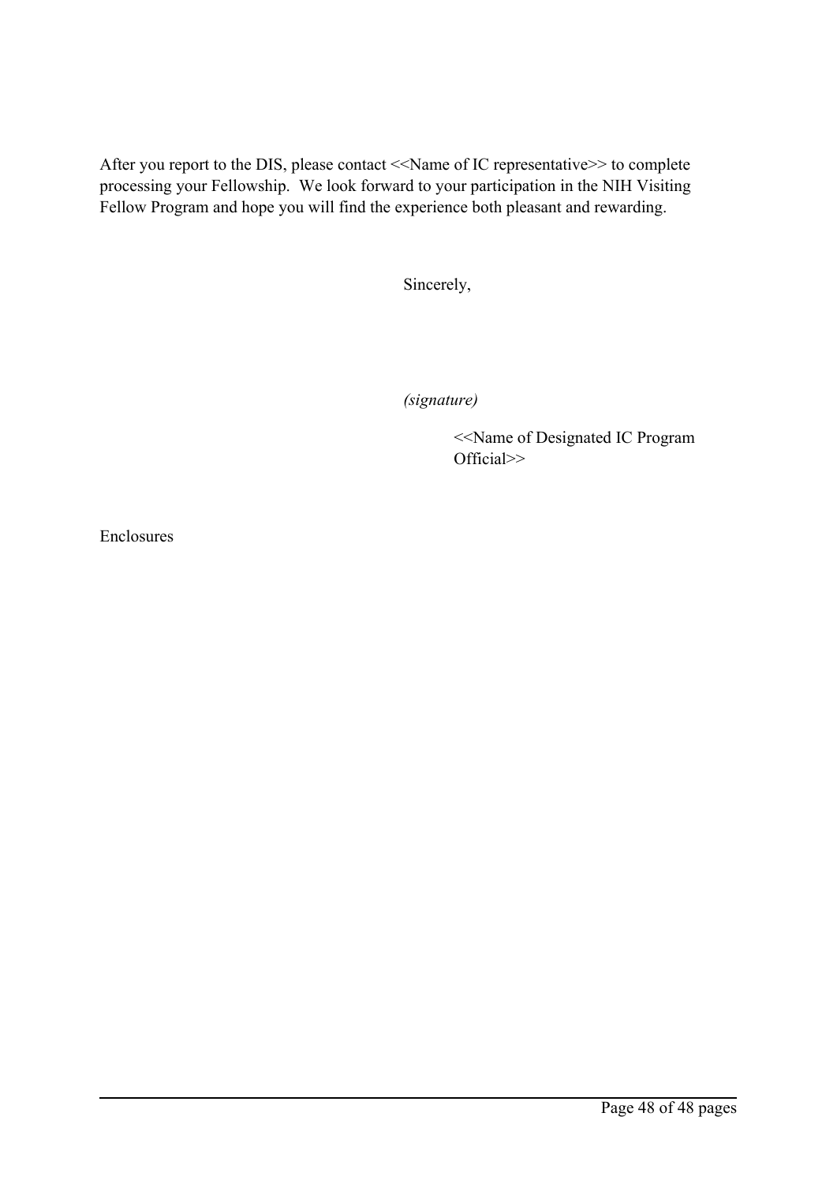After you report to the DIS, please contact <<Name of IC representative>> to complete processing your Fellowship. We look forward to your participation in the NIH Visiting Fellow Program and hope you will find the experience both pleasant and rewarding.

Sincerely,

*(signature)*

<<Name of Designated IC Program Official>>

Enclosures